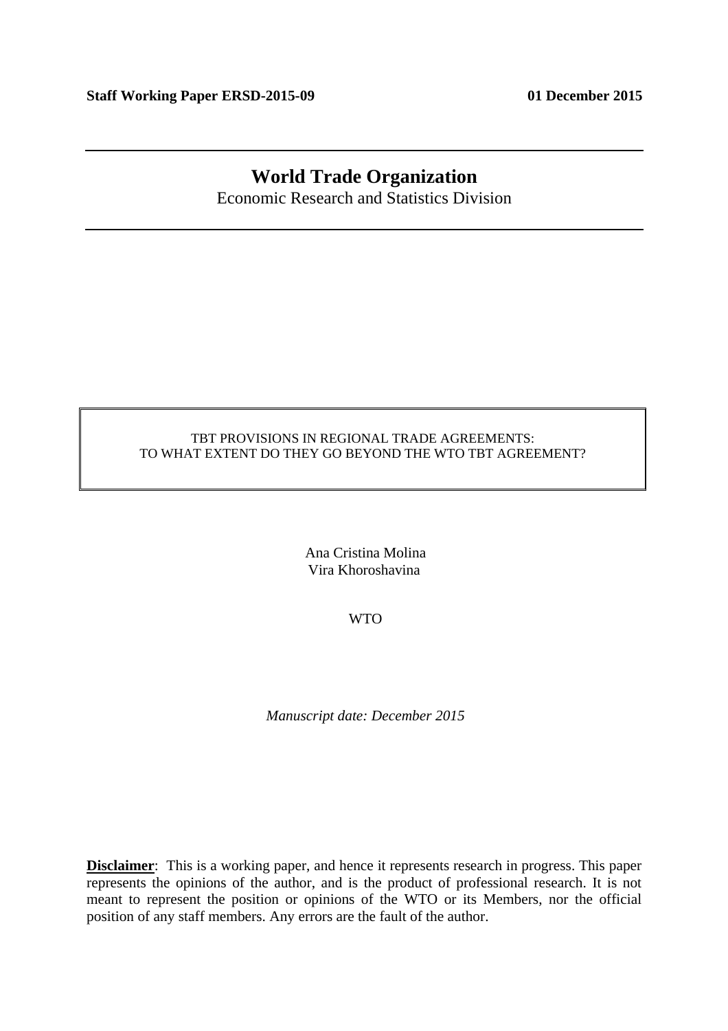**Staff Working Paper ERSD-2015-09** **01 December 2015**

# World Trade Organization

Economic Research and Statistics Division

TBT PROVISIONS IN REGIONAL TRADE AGREEMENTS:
TO WHAT EXTENT DO THEY GO BEYOND THE WTO TBT AGREEMENT?

Ana Cristina Molina
Vira Khoroshavina

WTO

*Manuscript date: December 2015*

**Disclaimer**: This is a working paper, and hence it represents research in progress. This paper represents the opinions of the author, and is the product of professional research. It is not meant to represent the position or opinions of the WTO or its Members, nor the official position of any staff members. Any errors are the fault of the author.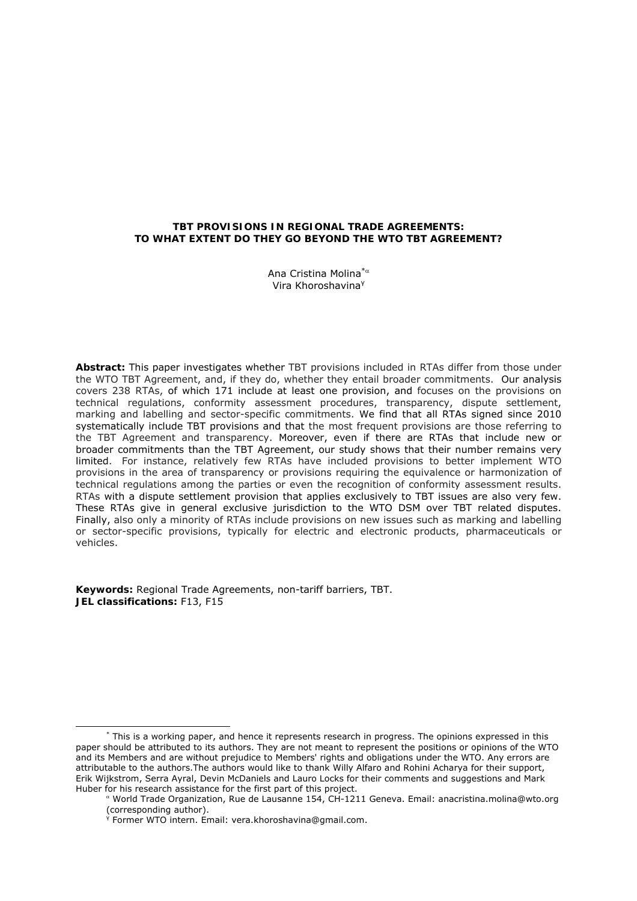**TBT PROVISIONS IN REGIONAL TRADE AGREEMENTS: TO WHAT EXTENT DO THEY GO BEYOND THE WTO TBT AGREEMENT?**

Ana Cristina Molina[*α]
Vira Khoroshavina[γ]

**Abstract:** This paper investigates whether TBT provisions included in RTAs differ from those under the WTO TBT Agreement, and, if they do, whether they entail broader commitments. Our analysis covers 238 RTAs, of which 171 include at least one provision, and focuses on the provisions on technical regulations, conformity assessment procedures, transparency, dispute settlement, marking and labelling and sector-specific commitments. We find that all RTAs signed since 2010 systematically include TBT provisions and that the most frequent provisions are those referring to the TBT Agreement and transparency. Moreover, even if there are RTAs that include new or broader commitments than the TBT Agreement, our study shows that their number remains very limited. For instance, relatively few RTAs have included provisions to better implement WTO provisions in the area of transparency or provisions requiring the equivalence or harmonization of technical regulations among the parties or even the recognition of conformity assessment results. RTAs with a dispute settlement provision that applies exclusively to TBT issues are also very few. These RTAs give in general exclusive jurisdiction to the WTO DSM over TBT related disputes. Finally, also only a minority of RTAs include provisions on new issues such as marking and labelling or sector-specific provisions, typically for electric and electronic products, pharmaceuticals or vehicles.

**Keywords:** Regional Trade Agreements, non-tariff barriers, TBT.
**JEL classifications:** F13, F15

---

[*] This is a working paper, and hence it represents research in progress. The opinions expressed in this paper should be attributed to its authors. They are not meant to represent the positions or opinions of the WTO and its Members and are without prejudice to Members' rights and obligations under the WTO. Any errors are attributable to the authors.The authors would like to thank Willy Alfaro and Rohini Acharya for their support, Erik Wijkstrom, Serra Ayral, Devin McDaniels and Lauro Locks for their comments and suggestions and Mark Huber for his research assistance for the first part of this project.

[α] World Trade Organization, Rue de Lausanne 154, CH-1211 Geneva. Email: anacristina.molina@wto.org (corresponding author).

[γ] Former WTO intern. Email: vera.khoroshavina@gmail.com.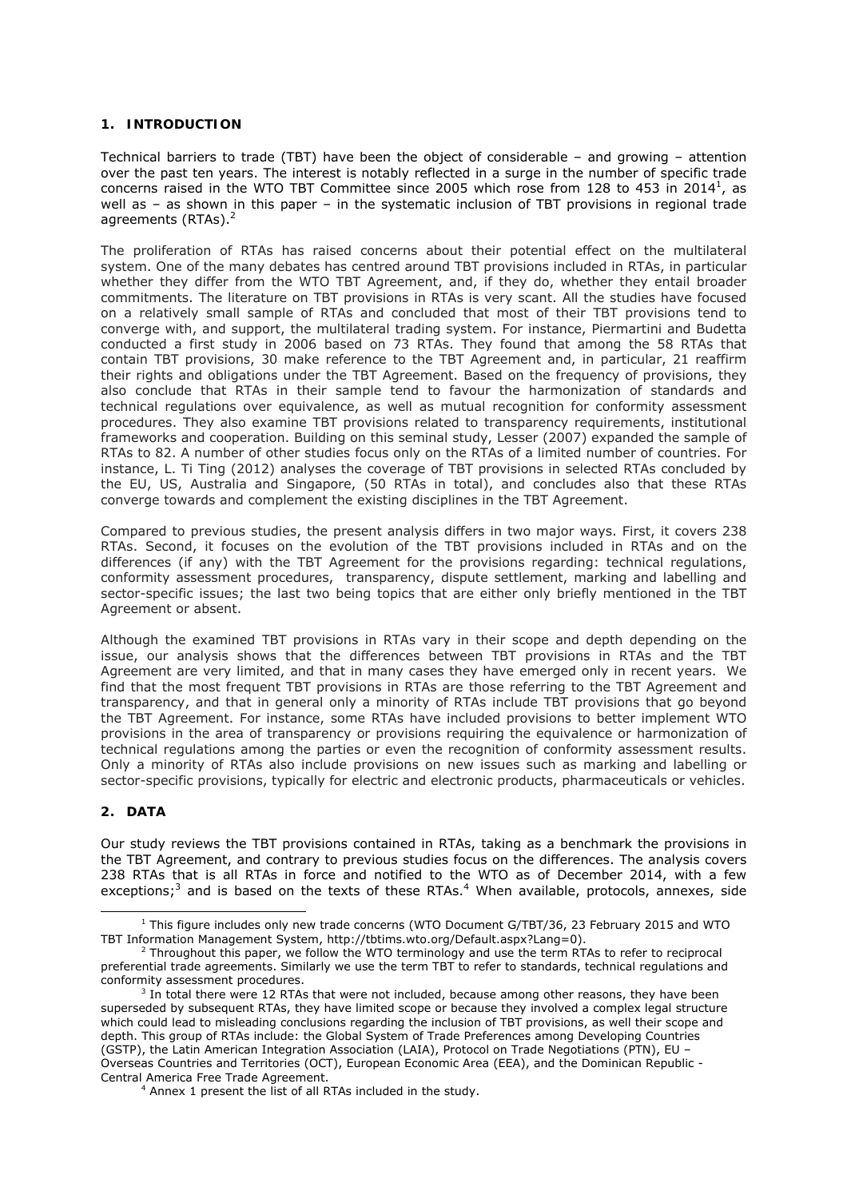## 1. INTRODUCTION

Technical barriers to trade (TBT) have been the object of considerable – and growing – attention over the past ten years. The interest is notably reflected in a surge in the number of specific trade concerns raised in the WTO TBT Committee since 2005 which rose from 128 to 453 in 2014[1], as well as – as shown in this paper – in the systematic inclusion of TBT provisions in regional trade agreements (RTAs).[2]

The proliferation of RTAs has raised concerns about their potential effect on the multilateral system. One of the many debates has centred around TBT provisions included in RTAs, in particular whether they differ from the WTO TBT Agreement, and, if they do, whether they entail broader commitments. The literature on TBT provisions in RTAs is very scant. All the studies have focused on a relatively small sample of RTAs and concluded that most of their TBT provisions tend to converge with, and support, the multilateral trading system. For instance, Piermartini and Budetta conducted a first study in 2006 based on 73 RTAs. They found that among the 58 RTAs that contain TBT provisions, 30 make reference to the TBT Agreement and, in particular, 21 reaffirm their rights and obligations under the TBT Agreement. Based on the frequency of provisions, they also conclude that RTAs in their sample tend to favour the harmonization of standards and technical regulations over equivalence, as well as mutual recognition for conformity assessment procedures. They also examine TBT provisions related to transparency requirements, institutional frameworks and cooperation. Building on this seminal study, Lesser (2007) expanded the sample of RTAs to 82. A number of other studies focus only on the RTAs of a limited number of countries. For instance, L. Ti Ting (2012) analyses the coverage of TBT provisions in selected RTAs concluded by the EU, US, Australia and Singapore, (50 RTAs in total), and concludes also that these RTAs converge towards and complement the existing disciplines in the TBT Agreement.

Compared to previous studies, the present analysis differs in two major ways. First, it covers 238 RTAs. Second, it focuses on the evolution of the TBT provisions included in RTAs and on the differences (if any) with the TBT Agreement for the provisions regarding: technical regulations, conformity assessment procedures, transparency, dispute settlement, marking and labelling and sector-specific issues; the last two being topics that are either only briefly mentioned in the TBT Agreement or absent.

Although the examined TBT provisions in RTAs vary in their scope and depth depending on the issue, our analysis shows that the differences between TBT provisions in RTAs and the TBT Agreement are very limited, and that in many cases they have emerged only in recent years. We find that the most frequent TBT provisions in RTAs are those referring to the TBT Agreement and transparency, and that in general only a minority of RTAs include TBT provisions that go beyond the TBT Agreement. For instance, some RTAs have included provisions to better implement WTO provisions in the area of transparency or provisions requiring the equivalence or harmonization of technical regulations among the parties or even the recognition of conformity assessment results. Only a minority of RTAs also include provisions on new issues such as marking and labelling or sector-specific provisions, typically for electric and electronic products, pharmaceuticals or vehicles.

## 2. DATA

Our study reviews the TBT provisions contained in RTAs, taking as a benchmark the provisions in the TBT Agreement, and contrary to previous studies focus on the differences. The analysis covers 238 RTAs that is all RTAs in force and notified to the WTO as of December 2014, with a few exceptions;[3] and is based on the texts of these RTAs.[4] When available, protocols, annexes, side

---

[1] This figure includes only new trade concerns (WTO Document G/TBT/36, 23 February 2015 and WTO TBT Information Management System, http://tbtims.wto.org/Default.aspx?Lang=0).

[2] Throughout this paper, we follow the WTO terminology and use the term RTAs to refer to reciprocal preferential trade agreements. Similarly we use the term TBT to refer to standards, technical regulations and conformity assessment procedures.

[3] In total there were 12 RTAs that were not included, because among other reasons, they have been superseded by subsequent RTAs, they have limited scope or because they involved a complex legal structure which could lead to misleading conclusions regarding the inclusion of TBT provisions, as well their scope and depth. This group of RTAs include: the Global System of Trade Preferences among Developing Countries (GSTP), the Latin American Integration Association (LAIA), Protocol on Trade Negotiations (PTN), EU – Overseas Countries and Territories (OCT), European Economic Area (EEA), and the Dominican Republic - Central America Free Trade Agreement.

[4] Annex 1 present the list of all RTAs included in the study.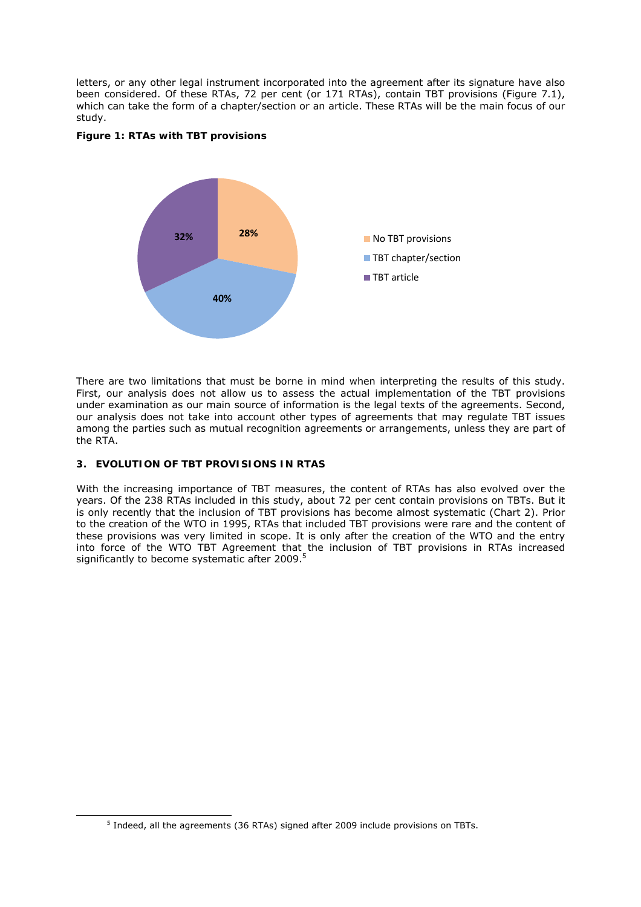letters, or any other legal instrument incorporated into the agreement after its signature have also been considered. Of these RTAs, 72 per cent (or 171 RTAs), contain TBT provisions (Figure 7.1), which can take the form of a chapter/section or an article. These RTAs will be the main focus of our study.

**Figure 1: RTAs with TBT provisions**

| Category | Share |
|---|---|
| No TBT provisions | 28% |
| TBT chapter/section | 40% |
| TBT article | 32% |

There are two limitations that must be borne in mind when interpreting the results of this study. First, our analysis does not allow us to assess the actual implementation of the TBT provisions under examination as our main source of information is the legal texts of the agreements. Second, our analysis does not take into account other types of agreements that may regulate TBT issues among the parties such as mutual recognition agreements or arrangements, unless they are part of the RTA.

## 3. EVOLUTION OF TBT PROVISIONS IN RTAS

With the increasing importance of TBT measures, the content of RTAs has also evolved over the years. Of the 238 RTAs included in this study, about 72 per cent contain provisions on TBTs. But it is only recently that the inclusion of TBT provisions has become almost systematic (Chart 2). Prior to the creation of the WTO in 1995, RTAs that included TBT provisions were rare and the content of these provisions was very limited in scope. It is only after the creation of the WTO and the entry into force of the WTO TBT Agreement that the inclusion of TBT provisions in RTAs increased significantly to become systematic after 2009.[5]

[5] Indeed, all the agreements (36 RTAs) signed after 2009 include provisions on TBTs.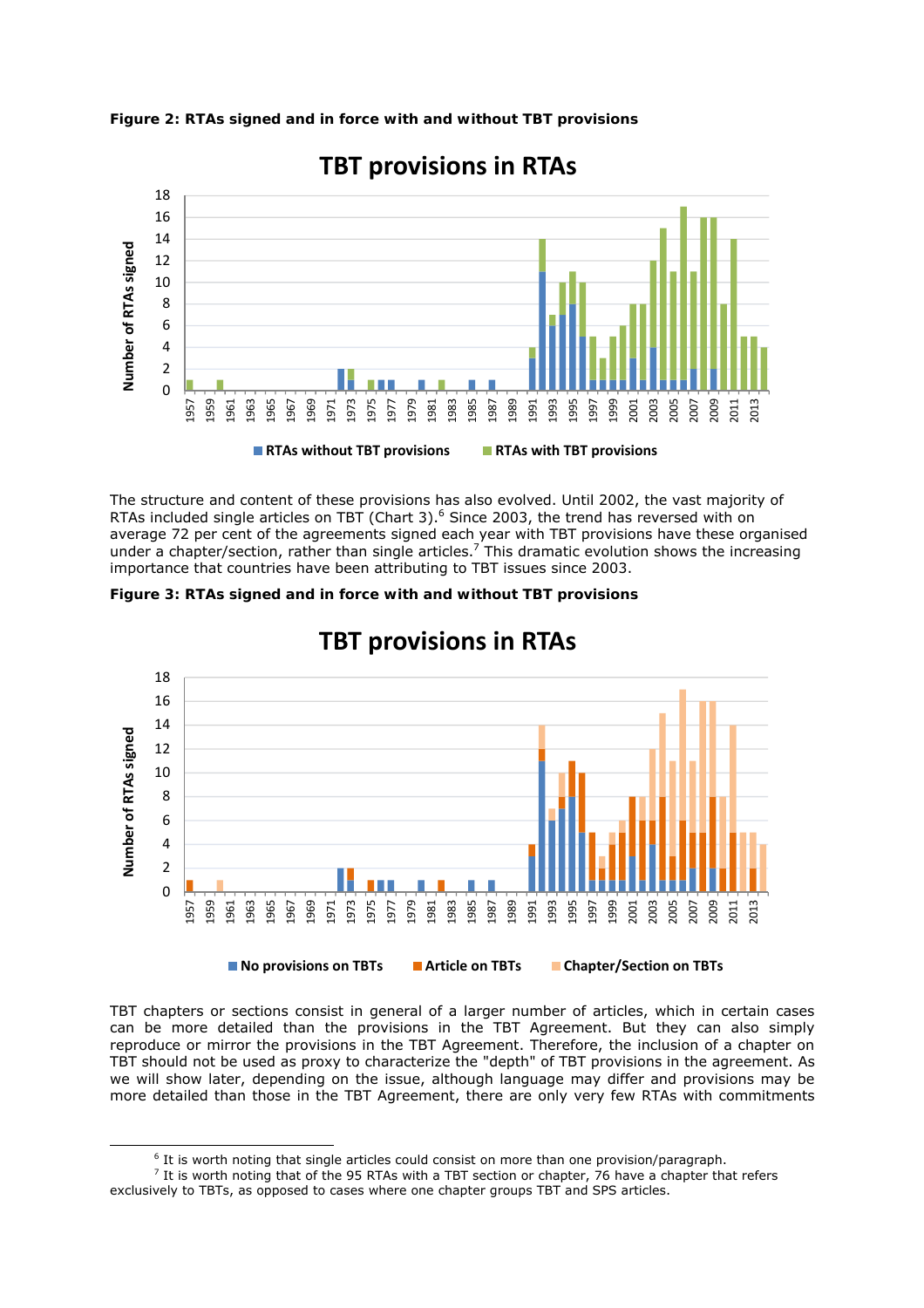**Figure 2: RTAs signed and in force with and without TBT provisions**

The structure and content of these provisions has also evolved. Until 2002, the vast majority of RTAs included single articles on TBT (Chart 3).[6] Since 2003, the trend has reversed with on average 72 per cent of the agreements signed each year with TBT provisions have these organised under a chapter/section, rather than single articles.[7] This dramatic evolution shows the increasing importance that countries have been attributing to TBT issues since 2003.

**Figure 3: RTAs signed and in force with and without TBT provisions**

TBT chapters or sections consist in general of a larger number of articles, which in certain cases can be more detailed than the provisions in the TBT Agreement. But they can also simply reproduce or mirror the provisions in the TBT Agreement. Therefore, the inclusion of a chapter on TBT should not be used as proxy to characterize the "depth" of TBT provisions in the agreement. As we will show later, depending on the issue, although language may differ and provisions may be more detailed than those in the TBT Agreement, there are only very few RTAs with commitments

---

[6] It is worth noting that single articles could consist on more than one provision/paragraph.

[7] It is worth noting that of the 95 RTAs with a TBT section or chapter, 76 have a chapter that refers exclusively to TBTs, as opposed to cases where one chapter groups TBT and SPS articles.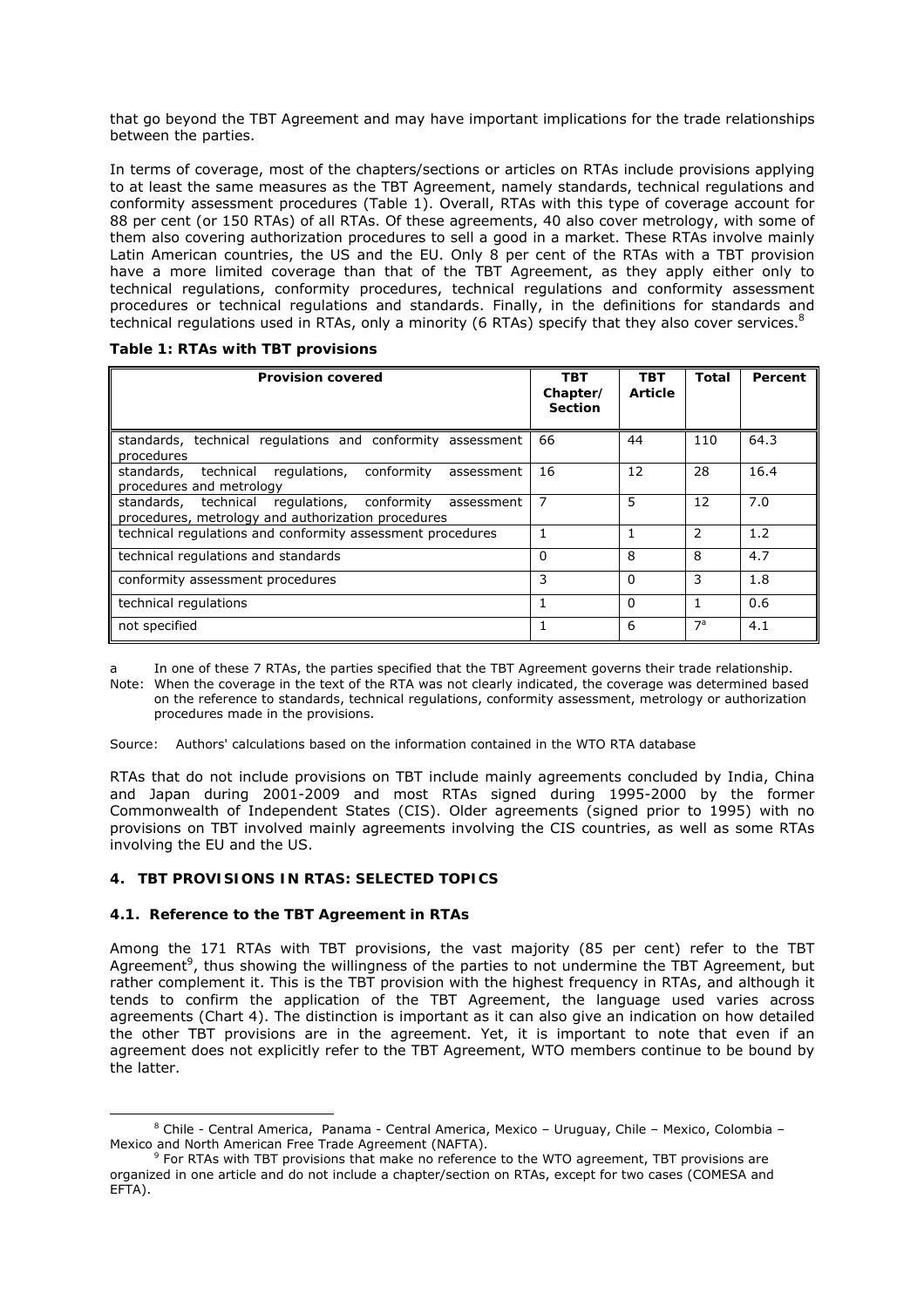that go beyond the TBT Agreement and may have important implications for the trade relationships between the parties.

In terms of coverage, most of the chapters/sections or articles on RTAs include provisions applying to at least the same measures as the TBT Agreement, namely standards, technical regulations and conformity assessment procedures (Table 1). Overall, RTAs with this type of coverage account for 88 per cent (or 150 RTAs) of all RTAs. Of these agreements, 40 also cover metrology, with some of them also covering authorization procedures to sell a good in a market. These RTAs involve mainly Latin American countries, the US and the EU. Only 8 per cent of the RTAs with a TBT provision have a more limited coverage than that of the TBT Agreement, as they apply either only to technical regulations, conformity procedures, technical regulations and conformity assessment procedures or technical regulations and standards. Finally, in the definitions for standards and technical regulations used in RTAs, only a minority (6 RTAs) specify that they also cover services.[8]

**Table 1: RTAs with TBT provisions**

| Provision covered | TBT Chapter/ Section | TBT Article | Total | Percent |
|---|---|---|---|---|
| standards, technical regulations and conformity assessment procedures | 66 | 44 | 110 | 64.3 |
| standards, technical regulations, conformity assessment procedures and metrology | 16 | 12 | 28 | 16.4 |
| standards, technical regulations, conformity assessment procedures, metrology and authorization procedures | 7 | 5 | 12 | 7.0 |
| technical regulations and conformity assessment procedures | 1 | 1 | 2 | 1.2 |
| technical regulations and standards | 0 | 8 | 8 | 4.7 |
| conformity assessment procedures | 3 | 0 | 3 | 1.8 |
| technical regulations | 1 | 0 | 1 | 0.6 |
| not specified | 1 | 6 | 7[a] | 4.1 |

a In one of these 7 RTAs, the parties specified that the TBT Agreement governs their trade relationship.

Note: When the coverage in the text of the RTA was not clearly indicated, the coverage was determined based on the reference to standards, technical regulations, conformity assessment, metrology or authorization procedures made in the provisions.

Source: Authors' calculations based on the information contained in the WTO RTA database

RTAs that do not include provisions on TBT include mainly agreements concluded by India, China and Japan during 2001-2009 and most RTAs signed during 1995-2000 by the former Commonwealth of Independent States (CIS). Older agreements (signed prior to 1995) with no provisions on TBT involved mainly agreements involving the CIS countries, as well as some RTAs involving the EU and the US.

## 4. TBT PROVISIONS IN RTAS: SELECTED TOPICS

### 4.1. Reference to the TBT Agreement in RTAs

Among the 171 RTAs with TBT provisions, the vast majority (85 per cent) refer to the TBT Agreement[9], thus showing the willingness of the parties to not undermine the TBT Agreement, but rather complement it. This is the TBT provision with the highest frequency in RTAs, and although it tends to confirm the application of the TBT Agreement, the language used varies across agreements (Chart 4). The distinction is important as it can also give an indication on how detailed the other TBT provisions are in the agreement. Yet, it is important to note that even if an agreement does not explicitly refer to the TBT Agreement, WTO members continue to be bound by the latter.

[8] Chile - Central America, Panama - Central America, Mexico – Uruguay, Chile – Mexico, Colombia – Mexico and North American Free Trade Agreement (NAFTA).

[9] For RTAs with TBT provisions that make no reference to the WTO agreement, TBT provisions are organized in one article and do not include a chapter/section on RTAs, except for two cases (COMESA and EFTA).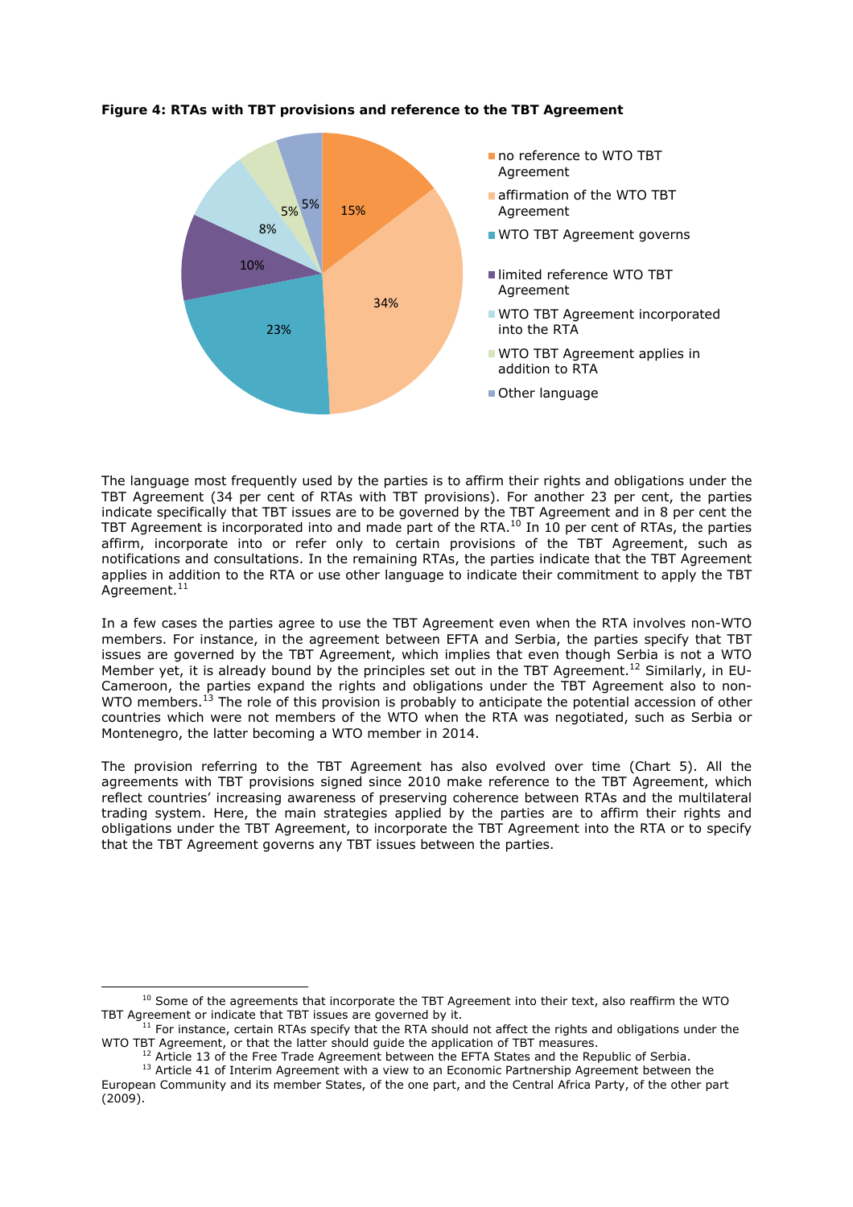**Figure 4: RTAs with TBT provisions and reference to the TBT Agreement**

| Category | Share |
| --- | --- |
| no reference to WTO TBT Agreement | 15% |
| affirmation of the WTO TBT Agreement | 34% |
| WTO TBT Agreement governs | 23% |
| limited reference WTO TBT Agreement | 10% |
| WTO TBT Agreement incorporated into the RTA | 8% |
| WTO TBT Agreement applies in addition to RTA | 5% |
| Other language | 5% |

The language most frequently used by the parties is to affirm their rights and obligations under the TBT Agreement (34 per cent of RTAs with TBT provisions). For another 23 per cent, the parties indicate specifically that TBT issues are to be governed by the TBT Agreement and in 8 per cent the TBT Agreement is incorporated into and made part of the RTA.[10] In 10 per cent of RTAs, the parties affirm, incorporate into or refer only to certain provisions of the TBT Agreement, such as notifications and consultations. In the remaining RTAs, the parties indicate that the TBT Agreement applies in addition to the RTA or use other language to indicate their commitment to apply the TBT Agreement.[11]

In a few cases the parties agree to use the TBT Agreement even when the RTA involves non-WTO members. For instance, in the agreement between EFTA and Serbia, the parties specify that TBT issues are governed by the TBT Agreement, which implies that even though Serbia is not a WTO Member yet, it is already bound by the principles set out in the TBT Agreement.[12] Similarly, in EU-Cameroon, the parties expand the rights and obligations under the TBT Agreement also to non-WTO members.[13] The role of this provision is probably to anticipate the potential accession of other countries which were not members of the WTO when the RTA was negotiated, such as Serbia or Montenegro, the latter becoming a WTO member in 2014.

The provision referring to the TBT Agreement has also evolved over time (Chart 5). All the agreements with TBT provisions signed since 2010 make reference to the TBT Agreement, which reflect countries' increasing awareness of preserving coherence between RTAs and the multilateral trading system. Here, the main strategies applied by the parties are to affirm their rights and obligations under the TBT Agreement, to incorporate the TBT Agreement into the RTA or to specify that the TBT Agreement governs any TBT issues between the parties.

---

[10] Some of the agreements that incorporate the TBT Agreement into their text, also reaffirm the WTO TBT Agreement or indicate that TBT issues are governed by it.

[11] For instance, certain RTAs specify that the RTA should not affect the rights and obligations under the WTO TBT Agreement, or that the latter should guide the application of TBT measures.

[12] Article 13 of the Free Trade Agreement between the EFTA States and the Republic of Serbia.

[13] Article 41 of Interim Agreement with a view to an Economic Partnership Agreement between the European Community and its member States, of the one part, and the Central Africa Party, of the other part (2009).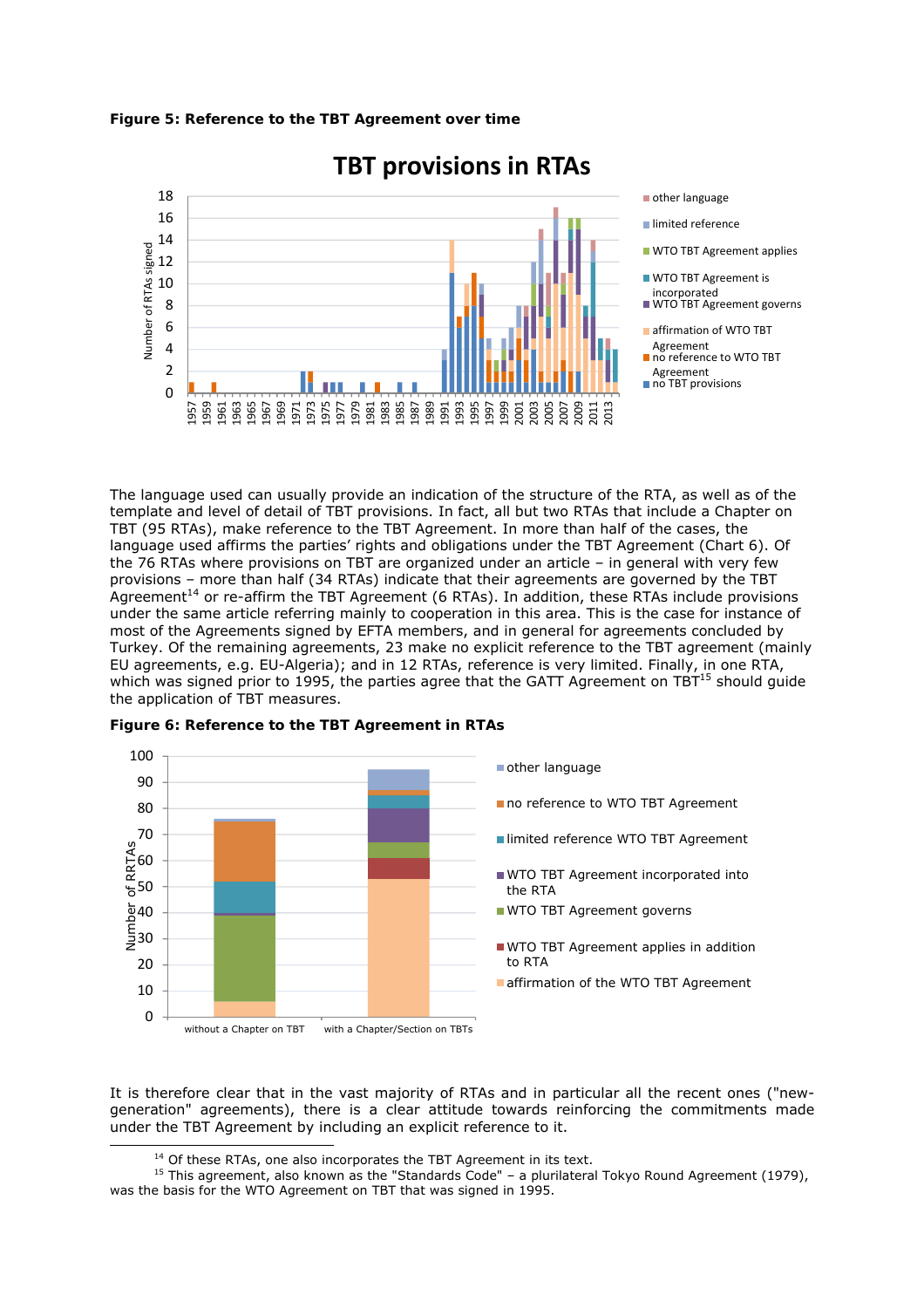**Figure 5: Reference to the TBT Agreement over time**

The language used can usually provide an indication of the structure of the RTA, as well as of the template and level of detail of TBT provisions. In fact, all but two RTAs that include a Chapter on TBT (95 RTAs), make reference to the TBT Agreement. In more than half of the cases, the language used affirms the parties' rights and obligations under the TBT Agreement (Chart 6). Of the 76 RTAs where provisions on TBT are organized under an article – in general with very few provisions – more than half (34 RTAs) indicate that their agreements are governed by the TBT Agreement[14] or re-affirm the TBT Agreement (6 RTAs). In addition, these RTAs include provisions under the same article referring mainly to cooperation in this area. This is the case for instance of most of the Agreements signed by EFTA members, and in general for agreements concluded by Turkey. Of the remaining agreements, 23 make no explicit reference to the TBT agreement (mainly EU agreements, e.g. EU-Algeria); and in 12 RTAs, reference is very limited. Finally, in one RTA, which was signed prior to 1995, the parties agree that the GATT Agreement on TBT[15] should guide the application of TBT measures.

**Figure 6: Reference to the TBT Agreement in RTAs**

It is therefore clear that in the vast majority of RTAs and in particular all the recent ones ("new-generation" agreements), there is a clear attitude towards reinforcing the commitments made under the TBT Agreement by including an explicit reference to it.

[14] Of these RTAs, one also incorporates the TBT Agreement in its text.

[15] This agreement, also known as the "Standards Code" – a plurilateral Tokyo Round Agreement (1979), was the basis for the WTO Agreement on TBT that was signed in 1995.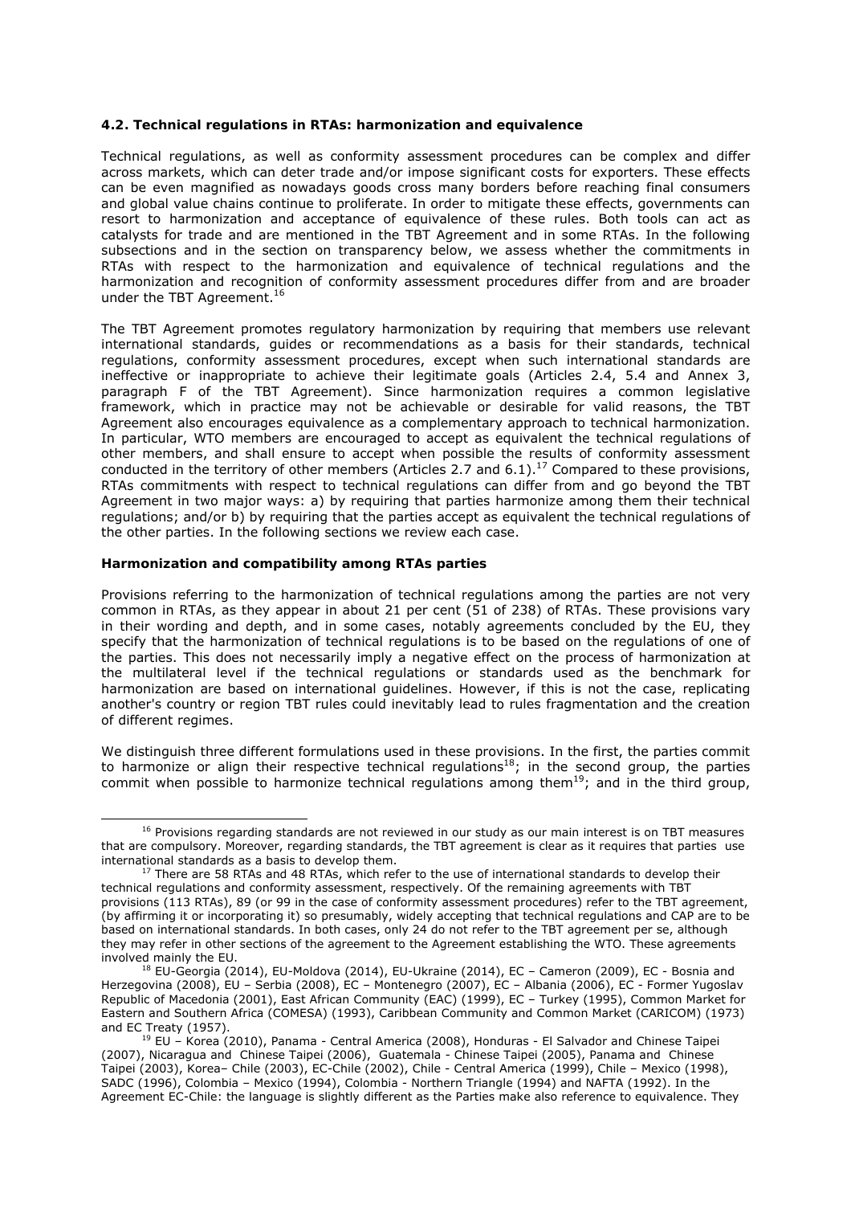### 4.2. Technical regulations in RTAs: harmonization and equivalence

Technical regulations, as well as conformity assessment procedures can be complex and differ across markets, which can deter trade and/or impose significant costs for exporters. These effects can be even magnified as nowadays goods cross many borders before reaching final consumers and global value chains continue to proliferate. In order to mitigate these effects, governments can resort to harmonization and acceptance of equivalence of these rules. Both tools can act as catalysts for trade and are mentioned in the TBT Agreement and in some RTAs. In the following subsections and in the section on transparency below, we assess whether the commitments in RTAs with respect to the harmonization and equivalence of technical regulations and the harmonization and recognition of conformity assessment procedures differ from and are broader under the TBT Agreement.[16]

The TBT Agreement promotes regulatory harmonization by requiring that members use relevant international standards, guides or recommendations as a basis for their standards, technical regulations, conformity assessment procedures, except when such international standards are ineffective or inappropriate to achieve their legitimate goals (Articles 2.4, 5.4 and Annex 3, paragraph F of the TBT Agreement). Since harmonization requires a common legislative framework, which in practice may not be achievable or desirable for valid reasons, the TBT Agreement also encourages equivalence as a complementary approach to technical harmonization. In particular, WTO members are encouraged to accept as equivalent the technical regulations of other members, and shall ensure to accept when possible the results of conformity assessment conducted in the territory of other members (Articles 2.7 and 6.1).[17] Compared to these provisions, RTAs commitments with respect to technical regulations can differ from and go beyond the TBT Agreement in two major ways: a) by requiring that parties harmonize among them their technical regulations; and/or b) by requiring that the parties accept as equivalent the technical regulations of the other parties. In the following sections we review each case.

**Harmonization and compatibility among RTAs parties**

Provisions referring to the harmonization of technical regulations among the parties are not very common in RTAs, as they appear in about 21 per cent (51 of 238) of RTAs. These provisions vary in their wording and depth, and in some cases, notably agreements concluded by the EU, they specify that the harmonization of technical regulations is to be based on the regulations of one of the parties. This does not necessarily imply a negative effect on the process of harmonization at the multilateral level if the technical regulations or standards used as the benchmark for harmonization are based on international guidelines. However, if this is not the case, replicating another's country or region TBT rules could inevitably lead to rules fragmentation and the creation of different regimes.

We distinguish three different formulations used in these provisions. In the first, the parties commit to harmonize or align their respective technical regulations[18]; in the second group, the parties commit when possible to harmonize technical regulations among them[19]; and in the third group,

---

[16] Provisions regarding standards are not reviewed in our study as our main interest is on TBT measures that are compulsory. Moreover, regarding standards, the TBT agreement is clear as it requires that parties use international standards as a basis to develop them.

[17] There are 58 RTAs and 48 RTAs, which refer to the use of international standards to develop their technical regulations and conformity assessment, respectively. Of the remaining agreements with TBT provisions (113 RTAs), 89 (or 99 in the case of conformity assessment procedures) refer to the TBT agreement, (by affirming it or incorporating it) so presumably, widely accepting that technical regulations and CAP are to be based on international standards. In both cases, only 24 do not refer to the TBT agreement per se, although they may refer in other sections of the agreement to the Agreement establishing the WTO. These agreements involved mainly the EU.

[18] EU-Georgia (2014), EU-Moldova (2014), EU-Ukraine (2014), EC – Cameron (2009), EC - Bosnia and Herzegovina (2008), EU – Serbia (2008), EC – Montenegro (2007), EC – Albania (2006), EC - Former Yugoslav Republic of Macedonia (2001), East African Community (EAC) (1999), EC – Turkey (1995), Common Market for Eastern and Southern Africa (COMESA) (1993), Caribbean Community and Common Market (CARICOM) (1973) and EC Treaty (1957).

[19] EU – Korea (2010), Panama - Central America (2008), Honduras - El Salvador and Chinese Taipei (2007), Nicaragua and Chinese Taipei (2006), Guatemala - Chinese Taipei (2005), Panama and Chinese Taipei (2003), Korea– Chile (2003), EC-Chile (2002), Chile - Central America (1999), Chile – Mexico (1998), SADC (1996), Colombia – Mexico (1994), Colombia - Northern Triangle (1994) and NAFTA (1992). In the Agreement EC-Chile: the language is slightly different as the Parties make also reference to equivalence. They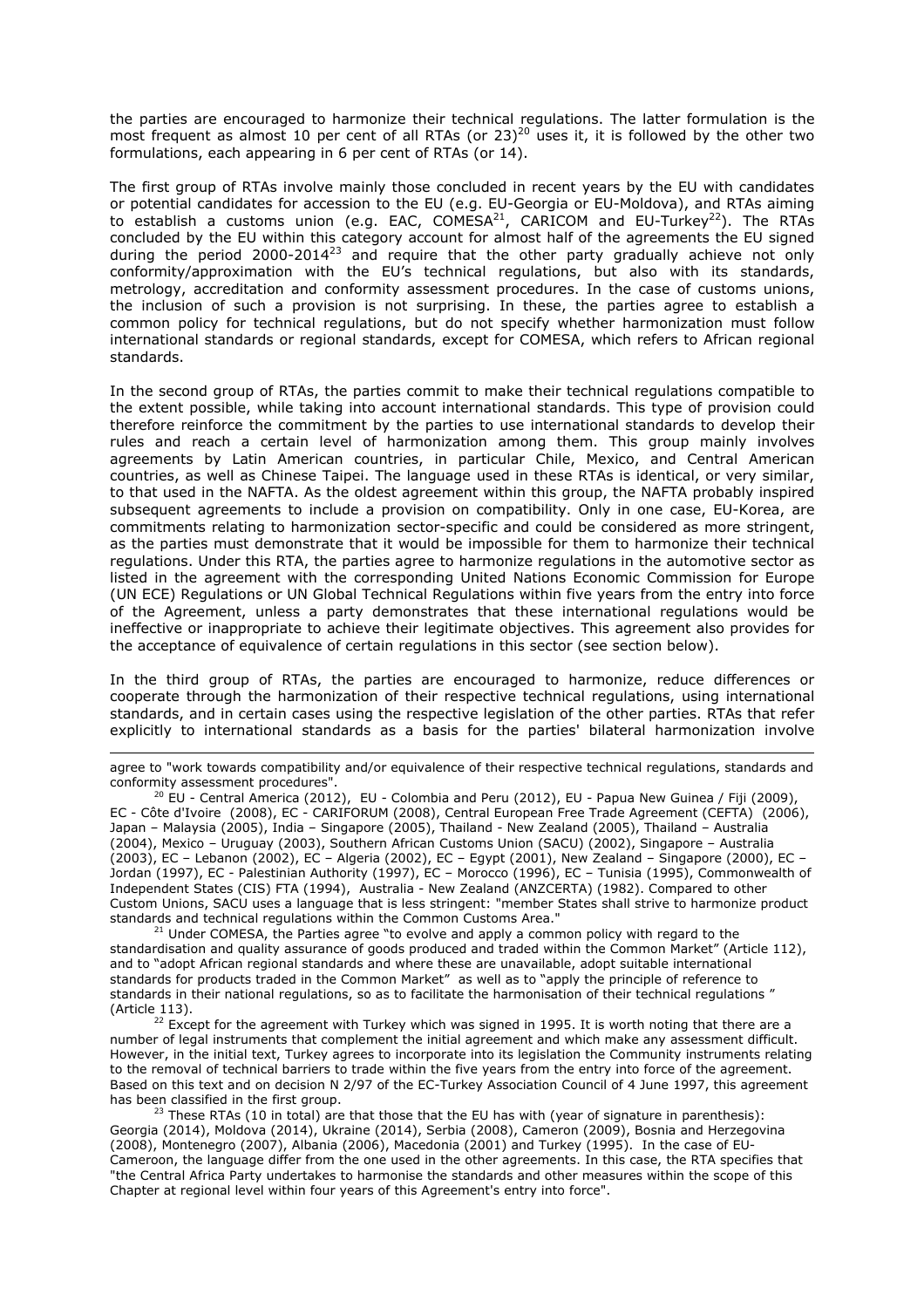the parties are encouraged to harmonize their technical regulations. The latter formulation is the most frequent as almost 10 per cent of all RTAs (or 23)[20] uses it, it is followed by the other two formulations, each appearing in 6 per cent of RTAs (or 14).

The first group of RTAs involve mainly those concluded in recent years by the EU with candidates or potential candidates for accession to the EU (e.g. EU-Georgia or EU-Moldova), and RTAs aiming to establish a customs union (e.g. EAC, COMESA[21], CARICOM and EU-Turkey[22]). The RTAs concluded by the EU within this category account for almost half of the agreements the EU signed during the period 2000-2014[23] and require that the other party gradually achieve not only conformity/approximation with the EU's technical regulations, but also with its standards, metrology, accreditation and conformity assessment procedures. In the case of customs unions, the inclusion of such a provision is not surprising. In these, the parties agree to establish a common policy for technical regulations, but do not specify whether harmonization must follow international standards or regional standards, except for COMESA, which refers to African regional standards.

In the second group of RTAs, the parties commit to make their technical regulations compatible to the extent possible, while taking into account international standards. This type of provision could therefore reinforce the commitment by the parties to use international standards to develop their rules and reach a certain level of harmonization among them. This group mainly involves agreements by Latin American countries, in particular Chile, Mexico, and Central American countries, as well as Chinese Taipei. The language used in these RTAs is identical, or very similar, to that used in the NAFTA. As the oldest agreement within this group, the NAFTA probably inspired subsequent agreements to include a provision on compatibility. Only in one case, EU-Korea, are commitments relating to harmonization sector-specific and could be considered as more stringent, as the parties must demonstrate that it would be impossible for them to harmonize their technical regulations. Under this RTA, the parties agree to harmonize regulations in the automotive sector as listed in the agreement with the corresponding United Nations Economic Commission for Europe (UN ECE) Regulations or UN Global Technical Regulations within five years from the entry into force of the Agreement, unless a party demonstrates that these international regulations would be ineffective or inappropriate to achieve their legitimate objectives. This agreement also provides for the acceptance of equivalence of certain regulations in this sector (see section below).

In the third group of RTAs, the parties are encouraged to harmonize, reduce differences or cooperate through the harmonization of their respective technical regulations, using international standards, and in certain cases using the respective legislation of the other parties. RTAs that refer explicitly to international standards as a basis for the parties' bilateral harmonization involve

---

agree to "work towards compatibility and/or equivalence of their respective technical regulations, standards and conformity assessment procedures".

[20] EU - Central America (2012), EU - Colombia and Peru (2012), EU - Papua New Guinea / Fiji (2009), EC - Côte d'Ivoire (2008), EC - CARIFORUM (2008), Central European Free Trade Agreement (CEFTA) (2006), Japan – Malaysia (2005), India – Singapore (2005), Thailand - New Zealand (2005), Thailand – Australia (2004), Mexico – Uruguay (2003), Southern African Customs Union (SACU) (2002), Singapore – Australia (2003), EC – Lebanon (2002), EC – Algeria (2002), EC – Egypt (2001), New Zealand – Singapore (2000), EC – Jordan (1997), EC - Palestinian Authority (1997), EC – Morocco (1996), EC – Tunisia (1995), Commonwealth of Independent States (CIS) FTA (1994), Australia - New Zealand (ANZCERTA) (1982). Compared to other Custom Unions, SACU uses a language that is less stringent: "member States shall strive to harmonize product standards and technical regulations within the Common Customs Area."

[21] Under COMESA, the Parties agree "to evolve and apply a common policy with regard to the standardisation and quality assurance of goods produced and traded within the Common Market" (Article 112), and to "adopt African regional standards and where these are unavailable, adopt suitable international standards for products traded in the Common Market" as well as to "apply the principle of reference to standards in their national regulations, so as to facilitate the harmonisation of their technical regulations " (Article 113).

[22] Except for the agreement with Turkey which was signed in 1995. It is worth noting that there are a number of legal instruments that complement the initial agreement and which make any assessment difficult. However, in the initial text, Turkey agrees to incorporate into its legislation the Community instruments relating to the removal of technical barriers to trade within the five years from the entry into force of the agreement. Based on this text and on decision N 2/97 of the EC-Turkey Association Council of 4 June 1997, this agreement has been classified in the first group.

[23] These RTAs (10 in total) are that those that the EU has with (year of signature in parenthesis): Georgia (2014), Moldova (2014), Ukraine (2014), Serbia (2008), Cameron (2009), Bosnia and Herzegovina (2008), Montenegro (2007), Albania (2006), Macedonia (2001) and Turkey (1995). In the case of EU-Cameroon, the language differ from the one used in the other agreements. In this case, the RTA specifies that "the Central Africa Party undertakes to harmonise the standards and other measures within the scope of this Chapter at regional level within four years of this Agreement's entry into force".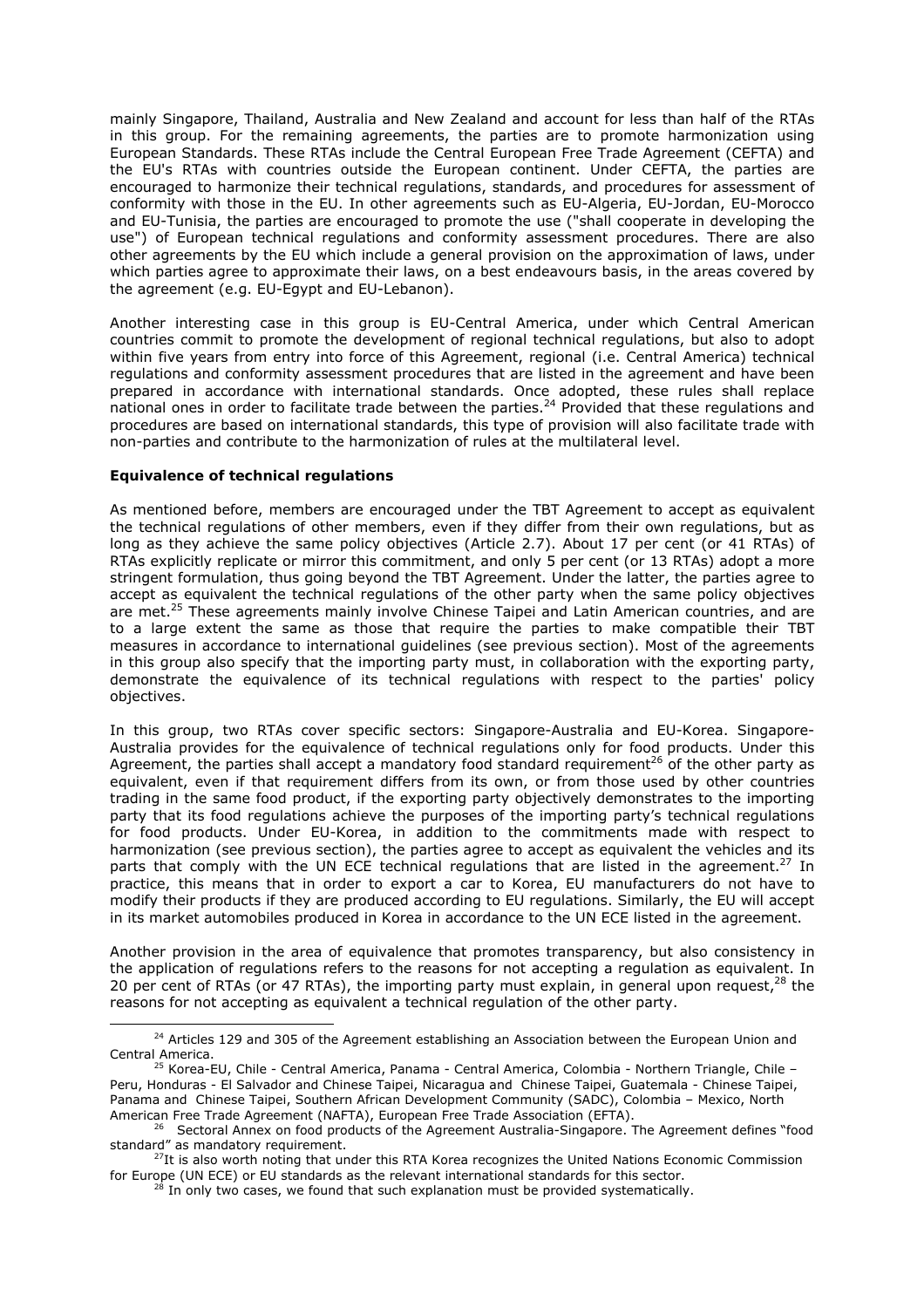mainly Singapore, Thailand, Australia and New Zealand and account for less than half of the RTAs in this group. For the remaining agreements, the parties are to promote harmonization using European Standards. These RTAs include the Central European Free Trade Agreement (CEFTA) and the EU's RTAs with countries outside the European continent. Under CEFTA, the parties are encouraged to harmonize their technical regulations, standards, and procedures for assessment of conformity with those in the EU. In other agreements such as EU-Algeria, EU-Jordan, EU-Morocco and EU-Tunisia, the parties are encouraged to promote the use ("shall cooperate in developing the use") of European technical regulations and conformity assessment procedures. There are also other agreements by the EU which include a general provision on the approximation of laws, under which parties agree to approximate their laws, on a best endeavours basis, in the areas covered by the agreement (e.g. EU-Egypt and EU-Lebanon).

Another interesting case in this group is EU-Central America, under which Central American countries commit to promote the development of regional technical regulations, but also to adopt within five years from entry into force of this Agreement, regional (i.e. Central America) technical regulations and conformity assessment procedures that are listed in the agreement and have been prepared in accordance with international standards. Once adopted, these rules shall replace national ones in order to facilitate trade between the parties.[24] Provided that these regulations and procedures are based on international standards, this type of provision will also facilitate trade with non-parties and contribute to the harmonization of rules at the multilateral level.

**Equivalence of technical regulations**

As mentioned before, members are encouraged under the TBT Agreement to accept as equivalent the technical regulations of other members, even if they differ from their own regulations, but as long as they achieve the same policy objectives (Article 2.7). About 17 per cent (or 41 RTAs) of RTAs explicitly replicate or mirror this commitment, and only 5 per cent (or 13 RTAs) adopt a more stringent formulation, thus going beyond the TBT Agreement. Under the latter, the parties agree to accept as equivalent the technical regulations of the other party when the same policy objectives are met.[25] These agreements mainly involve Chinese Taipei and Latin American countries, and are to a large extent the same as those that require the parties to make compatible their TBT measures in accordance to international guidelines (see previous section). Most of the agreements in this group also specify that the importing party must, in collaboration with the exporting party, demonstrate the equivalence of its technical regulations with respect to the parties' policy objectives.

In this group, two RTAs cover specific sectors: Singapore-Australia and EU-Korea. Singapore-Australia provides for the equivalence of technical regulations only for food products. Under this Agreement, the parties shall accept a mandatory food standard requirement[26] of the other party as equivalent, even if that requirement differs from its own, or from those used by other countries trading in the same food product, if the exporting party objectively demonstrates to the importing party that its food regulations achieve the purposes of the importing party's technical regulations for food products. Under EU-Korea, in addition to the commitments made with respect to harmonization (see previous section), the parties agree to accept as equivalent the vehicles and its parts that comply with the UN ECE technical regulations that are listed in the agreement.[27] In practice, this means that in order to export a car to Korea, EU manufacturers do not have to modify their products if they are produced according to EU regulations. Similarly, the EU will accept in its market automobiles produced in Korea in accordance to the UN ECE listed in the agreement.

Another provision in the area of equivalence that promotes transparency, but also consistency in the application of regulations refers to the reasons for not accepting a regulation as equivalent. In 20 per cent of RTAs (or 47 RTAs), the importing party must explain, in general upon request,[28] the reasons for not accepting as equivalent a technical regulation of the other party.

---

[24] Articles 129 and 305 of the Agreement establishing an Association between the European Union and Central America.

[25] Korea-EU, Chile - Central America, Panama - Central America, Colombia - Northern Triangle, Chile – Peru, Honduras - El Salvador and Chinese Taipei, Nicaragua and Chinese Taipei, Guatemala - Chinese Taipei, Panama and Chinese Taipei, Southern African Development Community (SADC), Colombia – Mexico, North American Free Trade Agreement (NAFTA), European Free Trade Association (EFTA).

[26] Sectoral Annex on food products of the Agreement Australia-Singapore. The Agreement defines "food standard" as mandatory requirement.

[27] It is also worth noting that under this RTA Korea recognizes the United Nations Economic Commission for Europe (UN ECE) or EU standards as the relevant international standards for this sector.

[28] In only two cases, we found that such explanation must be provided systematically.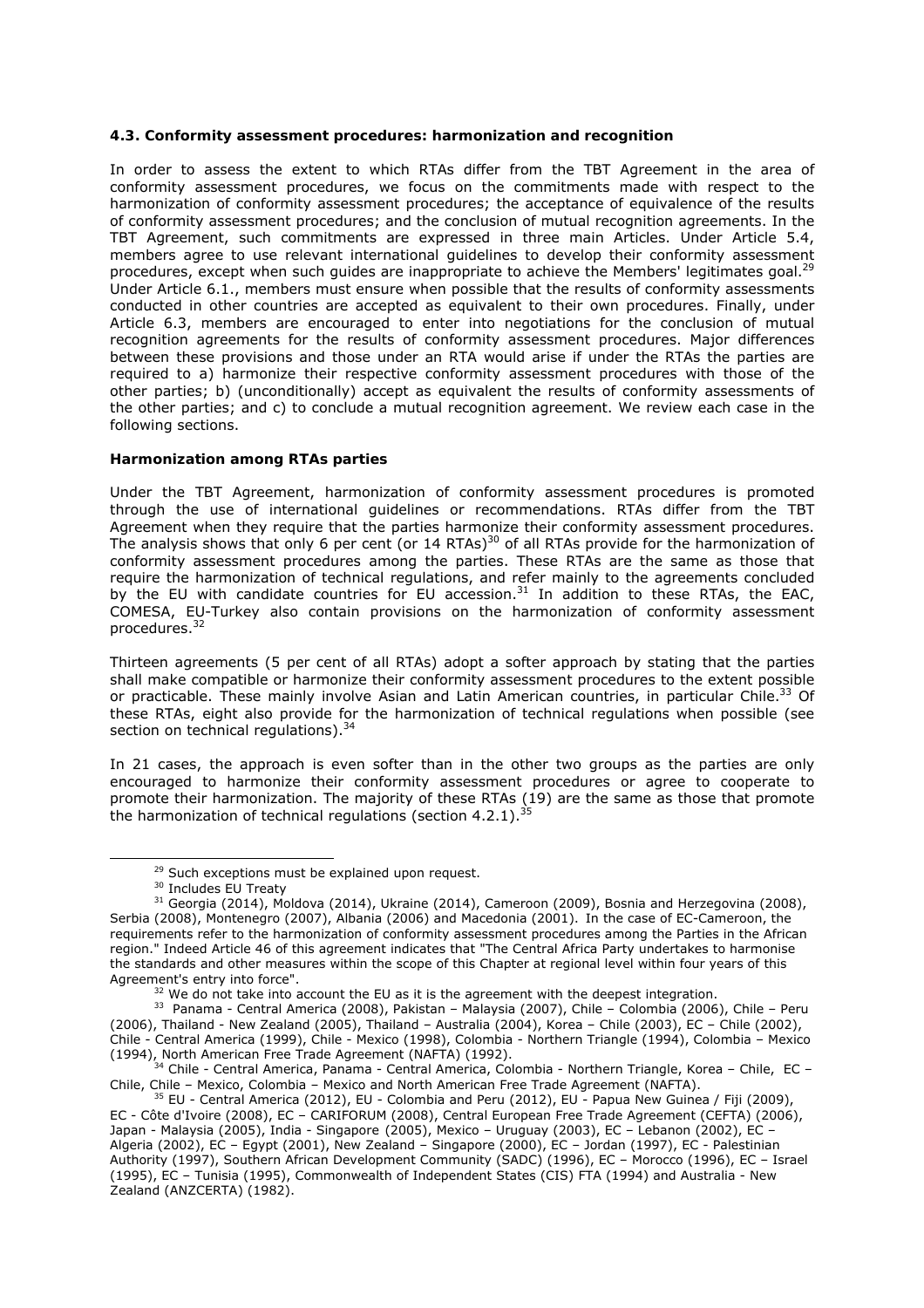### 4.3. Conformity assessment procedures: harmonization and recognition

In order to assess the extent to which RTAs differ from the TBT Agreement in the area of conformity assessment procedures, we focus on the commitments made with respect to the harmonization of conformity assessment procedures; the acceptance of equivalence of the results of conformity assessment procedures; and the conclusion of mutual recognition agreements. In the TBT Agreement, such commitments are expressed in three main Articles. Under Article 5.4, members agree to use relevant international guidelines to develop their conformity assessment procedures, except when such guides are inappropriate to achieve the Members' legitimates goal.[29] Under Article 6.1., members must ensure when possible that the results of conformity assessments conducted in other countries are accepted as equivalent to their own procedures. Finally, under Article 6.3, members are encouraged to enter into negotiations for the conclusion of mutual recognition agreements for the results of conformity assessment procedures. Major differences between these provisions and those under an RTA would arise if under the RTAs the parties are required to a) harmonize their respective conformity assessment procedures with those of the other parties; b) (unconditionally) accept as equivalent the results of conformity assessments of the other parties; and c) to conclude a mutual recognition agreement. We review each case in the following sections.

#### Harmonization among RTAs parties

Under the TBT Agreement, harmonization of conformity assessment procedures is promoted through the use of international guidelines or recommendations. RTAs differ from the TBT Agreement when they require that the parties harmonize their conformity assessment procedures. The analysis shows that only 6 per cent (or 14 RTAs)[30] of all RTAs provide for the harmonization of conformity assessment procedures among the parties. These RTAs are the same as those that require the harmonization of technical regulations, and refer mainly to the agreements concluded by the EU with candidate countries for EU accession.[31] In addition to these RTAs, the EAC, COMESA, EU-Turkey also contain provisions on the harmonization of conformity assessment procedures.[32]

Thirteen agreements (5 per cent of all RTAs) adopt a softer approach by stating that the parties shall make compatible or harmonize their conformity assessment procedures to the extent possible or practicable. These mainly involve Asian and Latin American countries, in particular Chile.[33] Of these RTAs, eight also provide for the harmonization of technical regulations when possible (see section on technical regulations).[34]

In 21 cases, the approach is even softer than in the other two groups as the parties are only encouraged to harmonize their conformity assessment procedures or agree to cooperate to promote their harmonization. The majority of these RTAs (19) are the same as those that promote the harmonization of technical regulations (section 4.2.1).[35]

---

[29] Such exceptions must be explained upon request.

[30] Includes EU Treaty

[31] Georgia (2014), Moldova (2014), Ukraine (2014), Cameroon (2009), Bosnia and Herzegovina (2008), Serbia (2008), Montenegro (2007), Albania (2006) and Macedonia (2001). In the case of EC-Cameroon, the requirements refer to the harmonization of conformity assessment procedures among the Parties in the African region." Indeed Article 46 of this agreement indicates that "The Central Africa Party undertakes to harmonise the standards and other measures within the scope of this Chapter at regional level within four years of this Agreement's entry into force".

[32] We do not take into account the EU as it is the agreement with the deepest integration.

[33] Panama - Central America (2008), Pakistan – Malaysia (2007), Chile – Colombia (2006), Chile – Peru (2006), Thailand - New Zealand (2005), Thailand – Australia (2004), Korea – Chile (2003), EC – Chile (2002), Chile - Central America (1999), Chile - Mexico (1998), Colombia - Northern Triangle (1994), Colombia – Mexico (1994), North American Free Trade Agreement (NAFTA) (1992).

[34] Chile - Central America, Panama - Central America, Colombia - Northern Triangle, Korea – Chile, EC – Chile, Chile – Mexico, Colombia – Mexico and North American Free Trade Agreement (NAFTA).

[35] EU - Central America (2012), EU - Colombia and Peru (2012), EU - Papua New Guinea / Fiji (2009), EC - Côte d'Ivoire (2008), EC – CARIFORUM (2008), Central European Free Trade Agreement (CEFTA) (2006), Japan - Malaysia (2005), India - Singapore (2005), Mexico – Uruguay (2003), EC – Lebanon (2002), EC – Algeria (2002), EC – Egypt (2001), New Zealand – Singapore (2000), EC – Jordan (1997), EC - Palestinian Authority (1997), Southern African Development Community (SADC) (1996), EC – Morocco (1996), EC – Israel (1995), EC – Tunisia (1995), Commonwealth of Independent States (CIS) FTA (1994) and Australia - New Zealand (ANZCERTA) (1982).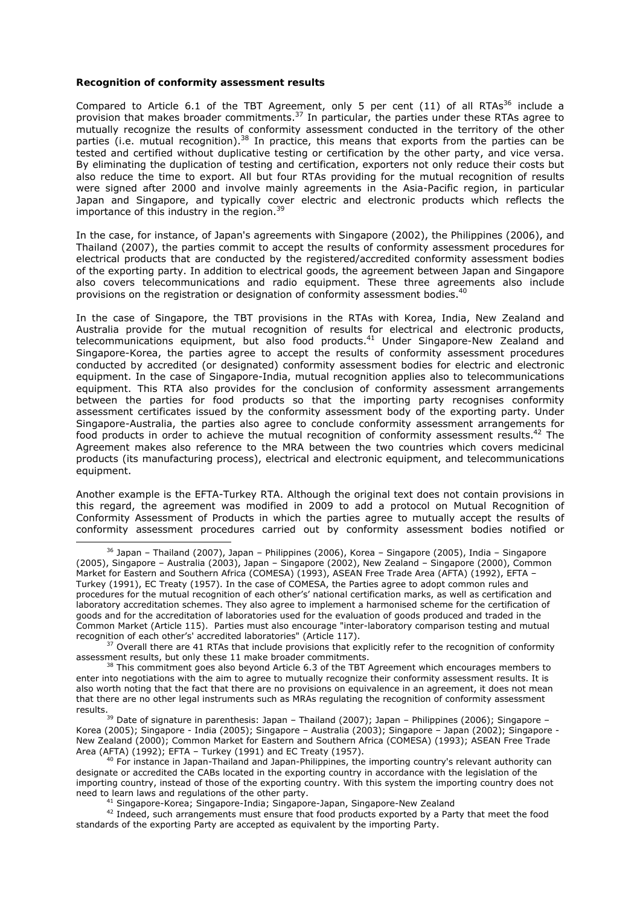**Recognition of conformity assessment results**

Compared to Article 6.1 of the TBT Agreement, only 5 per cent (11) of all RTAs[36] include a provision that makes broader commitments.[37] In particular, the parties under these RTAs agree to mutually recognize the results of conformity assessment conducted in the territory of the other parties (i.e. mutual recognition).[38] In practice, this means that exports from the parties can be tested and certified without duplicative testing or certification by the other party, and vice versa. By eliminating the duplication of testing and certification, exporters not only reduce their costs but also reduce the time to export. All but four RTAs providing for the mutual recognition of results were signed after 2000 and involve mainly agreements in the Asia-Pacific region, in particular Japan and Singapore, and typically cover electric and electronic products which reflects the importance of this industry in the region.[39]

In the case, for instance, of Japan's agreements with Singapore (2002), the Philippines (2006), and Thailand (2007), the parties commit to accept the results of conformity assessment procedures for electrical products that are conducted by the registered/accredited conformity assessment bodies of the exporting party. In addition to electrical goods, the agreement between Japan and Singapore also covers telecommunications and radio equipment. These three agreements also include provisions on the registration or designation of conformity assessment bodies.[40]

In the case of Singapore, the TBT provisions in the RTAs with Korea, India, New Zealand and Australia provide for the mutual recognition of results for electrical and electronic products, telecommunications equipment, but also food products.[41] Under Singapore-New Zealand and Singapore-Korea, the parties agree to accept the results of conformity assessment procedures conducted by accredited (or designated) conformity assessment bodies for electric and electronic equipment. In the case of Singapore-India, mutual recognition applies also to telecommunications equipment. This RTA also provides for the conclusion of conformity assessment arrangements between the parties for food products so that the importing party recognises conformity assessment certificates issued by the conformity assessment body of the exporting party. Under Singapore-Australia, the parties also agree to conclude conformity assessment arrangements for food products in order to achieve the mutual recognition of conformity assessment results.[42] The Agreement makes also reference to the MRA between the two countries which covers medicinal products (its manufacturing process), electrical and electronic equipment, and telecommunications equipment.

Another example is the EFTA-Turkey RTA. Although the original text does not contain provisions in this regard, the agreement was modified in 2009 to add a protocol on Mutual Recognition of Conformity Assessment of Products in which the parties agree to mutually accept the results of conformity assessment procedures carried out by conformity assessment bodies notified or

---

[36] Japan – Thailand (2007), Japan – Philippines (2006), Korea – Singapore (2005), India – Singapore (2005), Singapore – Australia (2003), Japan – Singapore (2002), New Zealand – Singapore (2000), Common Market for Eastern and Southern Africa (COMESA) (1993), ASEAN Free Trade Area (AFTA) (1992), EFTA – Turkey (1991), EC Treaty (1957). In the case of COMESA, the Parties agree to adopt common rules and procedures for the mutual recognition of each other's' national certification marks, as well as certification and laboratory accreditation schemes. They also agree to implement a harmonised scheme for the certification of goods and for the accreditation of laboratories used for the evaluation of goods produced and traded in the Common Market (Article 115). Parties must also encourage "inter-laboratory comparison testing and mutual recognition of each other's' accredited laboratories" (Article 117).

[37] Overall there are 41 RTAs that include provisions that explicitly refer to the recognition of conformity assessment results, but only these 11 make broader commitments.

[38] This commitment goes also beyond Article 6.3 of the TBT Agreement which encourages members to enter into negotiations with the aim to agree to mutually recognize their conformity assessment results. It is also worth noting that the fact that there are no provisions on equivalence in an agreement, it does not mean that there are no other legal instruments such as MRAs regulating the recognition of conformity assessment results.

[39] Date of signature in parenthesis: Japan – Thailand (2007); Japan – Philippines (2006); Singapore – Korea (2005); Singapore - India (2005); Singapore – Australia (2003); Singapore – Japan (2002); Singapore - New Zealand (2000); Common Market for Eastern and Southern Africa (COMESA) (1993); ASEAN Free Trade Area (AFTA) (1992); EFTA – Turkey (1991) and EC Treaty (1957).

[40] For instance in Japan-Thailand and Japan-Philippines, the importing country's relevant authority can designate or accredited the CABs located in the exporting country in accordance with the legislation of the importing country, instead of those of the exporting country. With this system the importing country does not need to learn laws and regulations of the other party.

[41] Singapore-Korea; Singapore-India; Singapore-Japan, Singapore-New Zealand

[42] Indeed, such arrangements must ensure that food products exported by a Party that meet the food standards of the exporting Party are accepted as equivalent by the importing Party.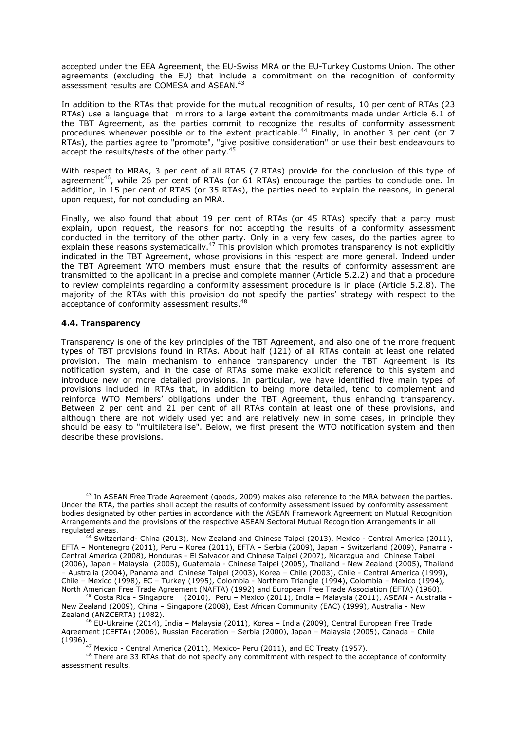accepted under the EEA Agreement, the EU-Swiss MRA or the EU-Turkey Customs Union. The other agreements (excluding the EU) that include a commitment on the recognition of conformity assessment results are COMESA and ASEAN.[43]

In addition to the RTAs that provide for the mutual recognition of results, 10 per cent of RTAs (23 RTAs) use a language that mirrors to a large extent the commitments made under Article 6.1 of the TBT Agreement, as the parties commit to recognize the results of conformity assessment procedures whenever possible or to the extent practicable.[44] Finally, in another 3 per cent (or 7 RTAs), the parties agree to "promote", "give positive consideration" or use their best endeavours to accept the results/tests of the other party.[45]

With respect to MRAs, 3 per cent of all RTAS (7 RTAs) provide for the conclusion of this type of agreement[46], while 26 per cent of RTAs (or 61 RTAs) encourage the parties to conclude one. In addition, in 15 per cent of RTAS (or 35 RTAs), the parties need to explain the reasons, in general upon request, for not concluding an MRA.

Finally, we also found that about 19 per cent of RTAs (or 45 RTAs) specify that a party must explain, upon request, the reasons for not accepting the results of a conformity assessment conducted in the territory of the other party. Only in a very few cases, do the parties agree to explain these reasons systematically.[47] This provision which promotes transparency is not explicitly indicated in the TBT Agreement, whose provisions in this respect are more general. Indeed under the TBT Agreement WTO members must ensure that the results of conformity assessment are transmitted to the applicant in a precise and complete manner (Article 5.2.2) and that a procedure to review complaints regarding a conformity assessment procedure is in place (Article 5.2.8). The majority of the RTAs with this provision do not specify the parties' strategy with respect to the acceptance of conformity assessment results.[48]

### 4.4. Transparency

Transparency is one of the key principles of the TBT Agreement, and also one of the more frequent types of TBT provisions found in RTAs. About half (121) of all RTAs contain at least one related provision. The main mechanism to enhance transparency under the TBT Agreement is its notification system, and in the case of RTAs some make explicit reference to this system and introduce new or more detailed provisions. In particular, we have identified five main types of provisions included in RTAs that, in addition to being more detailed, tend to complement and reinforce WTO Members' obligations under the TBT Agreement, thus enhancing transparency. Between 2 per cent and 21 per cent of all RTAs contain at least one of these provisions, and although there are not widely used yet and are relatively new in some cases, in principle they should be easy to "multilateralise". Below, we first present the WTO notification system and then describe these provisions.

---

[43] In ASEAN Free Trade Agreement (goods, 2009) makes also reference to the MRA between the parties. Under the RTA, the parties shall accept the results of conformity assessment issued by conformity assessment bodies designated by other parties in accordance with the ASEAN Framework Agreement on Mutual Recognition Arrangements and the provisions of the respective ASEAN Sectoral Mutual Recognition Arrangements in all regulated areas.

[44] Switzerland- China (2013), New Zealand and Chinese Taipei (2013), Mexico - Central America (2011), EFTA – Montenegro (2011), Peru – Korea (2011), EFTA – Serbia (2009), Japan – Switzerland (2009), Panama - Central America (2008), Honduras - El Salvador and Chinese Taipei (2007), Nicaragua and Chinese Taipei (2006), Japan - Malaysia (2005), Guatemala - Chinese Taipei (2005), Thailand - New Zealand (2005), Thailand – Australia (2004), Panama and Chinese Taipei (2003), Korea – Chile (2003), Chile - Central America (1999), Chile – Mexico (1998), EC – Turkey (1995), Colombia - Northern Triangle (1994), Colombia – Mexico (1994), North American Free Trade Agreement (NAFTA) (1992) and European Free Trade Association (EFTA) (1960).

[45] Costa Rica - Singapore (2010), Peru – Mexico (2011), India – Malaysia (2011), ASEAN - Australia - New Zealand (2009), China – Singapore (2008), East African Community (EAC) (1999), Australia - New Zealand (ANZCERTA) (1982).

[46] EU-Ukraine (2014), India – Malaysia (2011), Korea – India (2009), Central European Free Trade Agreement (CEFTA) (2006), Russian Federation – Serbia (2000), Japan – Malaysia (2005), Canada – Chile (1996).

[47] Mexico - Central America (2011), Mexico- Peru (2011), and EC Treaty (1957).

[48] There are 33 RTAs that do not specify any commitment with respect to the acceptance of conformity assessment results.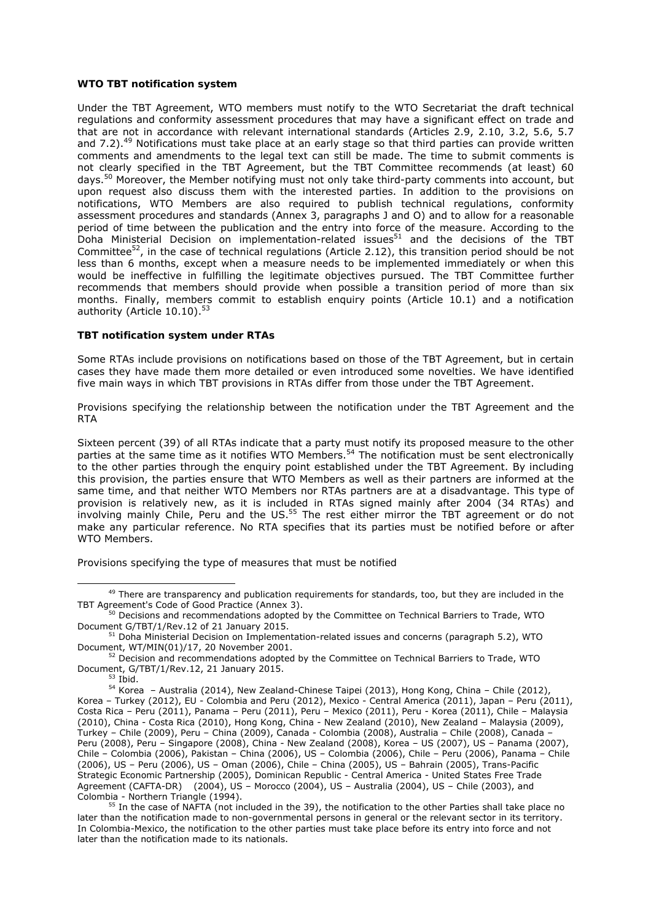**WTO TBT notification system**

Under the TBT Agreement, WTO members must notify to the WTO Secretariat the draft technical regulations and conformity assessment procedures that may have a significant effect on trade and that are not in accordance with relevant international standards (Articles 2.9, 2.10, 3.2, 5.6, 5.7 and 7.2).[49] Notifications must take place at an early stage so that third parties can provide written comments and amendments to the legal text can still be made. The time to submit comments is not clearly specified in the TBT Agreement, but the TBT Committee recommends (at least) 60 days.[50] Moreover, the Member notifying must not only take third-party comments into account, but upon request also discuss them with the interested parties. In addition to the provisions on notifications, WTO Members are also required to publish technical regulations, conformity assessment procedures and standards (Annex 3, paragraphs J and O) and to allow for a reasonable period of time between the publication and the entry into force of the measure. According to the Doha Ministerial Decision on implementation-related issues[51] and the decisions of the TBT Committee[52], in the case of technical regulations (Article 2.12), this transition period should be not less than 6 months, except when a measure needs to be implemented immediately or when this would be ineffective in fulfilling the legitimate objectives pursued. The TBT Committee further recommends that members should provide when possible a transition period of more than six months. Finally, members commit to establish enquiry points (Article 10.1) and a notification authority (Article 10.10).[53]

**TBT notification system under RTAs**

Some RTAs include provisions on notifications based on those of the TBT Agreement, but in certain cases they have made them more detailed or even introduced some novelties. We have identified five main ways in which TBT provisions in RTAs differ from those under the TBT Agreement.

Provisions specifying the relationship between the notification under the TBT Agreement and the RTA

Sixteen percent (39) of all RTAs indicate that a party must notify its proposed measure to the other parties at the same time as it notifies WTO Members.[54] The notification must be sent electronically to the other parties through the enquiry point established under the TBT Agreement. By including this provision, the parties ensure that WTO Members as well as their partners are informed at the same time, and that neither WTO Members nor RTAs partners are at a disadvantage. This type of provision is relatively new, as it is included in RTAs signed mainly after 2004 (34 RTAs) and involving mainly Chile, Peru and the US.[55] The rest either mirror the TBT agreement or do not make any particular reference. No RTA specifies that its parties must be notified before or after WTO Members.

Provisions specifying the type of measures that must be notified

---

[49] There are transparency and publication requirements for standards, too, but they are included in the TBT Agreement's Code of Good Practice (Annex 3).

[50] Decisions and recommendations adopted by the Committee on Technical Barriers to Trade, WTO Document G/TBT/1/Rev.12 of 21 January 2015.

[51] Doha Ministerial Decision on Implementation-related issues and concerns (paragraph 5.2), WTO Document, WT/MIN(01)/17, 20 November 2001.

[52] Decision and recommendations adopted by the Committee on Technical Barriers to Trade, WTO Document, G/TBT/1/Rev.12, 21 January 2015.

[53] Ibid.

[54] Korea – Australia (2014), New Zealand-Chinese Taipei (2013), Hong Kong, China – Chile (2012), Korea – Turkey (2012), EU - Colombia and Peru (2012), Mexico - Central America (2011), Japan – Peru (2011), Costa Rica – Peru (2011), Panama – Peru (2011), Peru – Mexico (2011), Peru - Korea (2011), Chile – Malaysia (2010), China - Costa Rica (2010), Hong Kong, China - New Zealand (2010), New Zealand – Malaysia (2009), Turkey – Chile (2009), Peru – China (2009), Canada - Colombia (2008), Australia – Chile (2008), Canada – Peru (2008), Peru – Singapore (2008), China - New Zealand (2008), Korea – US (2007), US – Panama (2007), Chile – Colombia (2006), Pakistan – China (2006), US – Colombia (2006), Chile – Peru (2006), Panama – Chile (2006), US – Peru (2006), US – Oman (2006), Chile – China (2005), US – Bahrain (2005), Trans-Pacific Strategic Economic Partnership (2005), Dominican Republic - Central America - United States Free Trade Agreement (CAFTA-DR) (2004), US – Morocco (2004), US – Australia (2004), US – Chile (2003), and Colombia - Northern Triangle (1994).

[55] In the case of NAFTA (not included in the 39), the notification to the other Parties shall take place no later than the notification made to non-governmental persons in general or the relevant sector in its territory. In Colombia-Mexico, the notification to the other parties must take place before its entry into force and not later than the notification made to its nationals.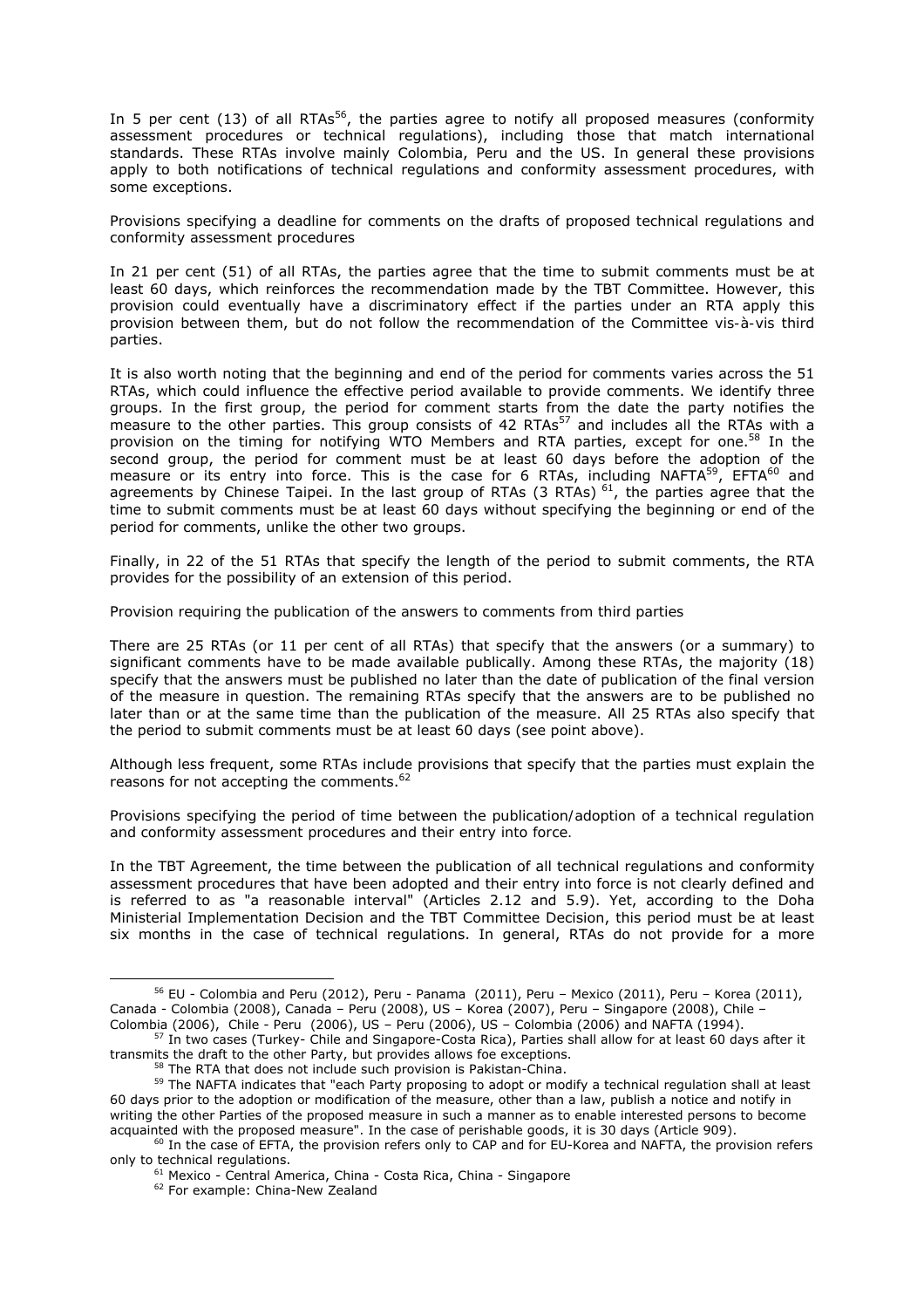In 5 per cent (13) of all RTAs[56], the parties agree to notify all proposed measures (conformity assessment procedures or technical regulations), including those that match international standards. These RTAs involve mainly Colombia, Peru and the US. In general these provisions apply to both notifications of technical regulations and conformity assessment procedures, with some exceptions.

Provisions specifying a deadline for comments on the drafts of proposed technical regulations and conformity assessment procedures

In 21 per cent (51) of all RTAs, the parties agree that the time to submit comments must be at least 60 days, which reinforces the recommendation made by the TBT Committee. However, this provision could eventually have a discriminatory effect if the parties under an RTA apply this provision between them, but do not follow the recommendation of the Committee vis-à-vis third parties.

It is also worth noting that the beginning and end of the period for comments varies across the 51 RTAs, which could influence the effective period available to provide comments. We identify three groups. In the first group, the period for comment starts from the date the party notifies the measure to the other parties. This group consists of 42 RTAs[57] and includes all the RTAs with a provision on the timing for notifying WTO Members and RTA parties, except for one.[58] In the second group, the period for comment must be at least 60 days before the adoption of the measure or its entry into force. This is the case for 6 RTAs, including NAFTA[59], EFTA[60] and agreements by Chinese Taipei. In the last group of RTAs (3 RTAs)[61], the parties agree that the time to submit comments must be at least 60 days without specifying the beginning or end of the period for comments, unlike the other two groups.

Finally, in 22 of the 51 RTAs that specify the length of the period to submit comments, the RTA provides for the possibility of an extension of this period.

Provision requiring the publication of the answers to comments from third parties

There are 25 RTAs (or 11 per cent of all RTAs) that specify that the answers (or a summary) to significant comments have to be made available publically. Among these RTAs, the majority (18) specify that the answers must be published no later than the date of publication of the final version of the measure in question. The remaining RTAs specify that the answers are to be published no later than or at the same time than the publication of the measure. All 25 RTAs also specify that the period to submit comments must be at least 60 days (see point above).

Although less frequent, some RTAs include provisions that specify that the parties must explain the reasons for not accepting the comments.[62]

Provisions specifying the period of time between the publication/adoption of a technical regulation and conformity assessment procedures and their entry into force.

In the TBT Agreement, the time between the publication of all technical regulations and conformity assessment procedures that have been adopted and their entry into force is not clearly defined and is referred to as "a reasonable interval" (Articles 2.12 and 5.9). Yet, according to the Doha Ministerial Implementation Decision and the TBT Committee Decision, this period must be at least six months in the case of technical regulations. In general, RTAs do not provide for a more

---

[56] EU - Colombia and Peru (2012), Peru - Panama (2011), Peru – Mexico (2011), Peru – Korea (2011), Canada - Colombia (2008), Canada – Peru (2008), US – Korea (2007), Peru – Singapore (2008), Chile – Colombia (2006), Chile - Peru (2006), US – Peru (2006), US – Colombia (2006) and NAFTA (1994).

[57] In two cases (Turkey- Chile and Singapore-Costa Rica), Parties shall allow for at least 60 days after it transmits the draft to the other Party, but provides allows foe exceptions.

[58] The RTA that does not include such provision is Pakistan-China.

[59] The NAFTA indicates that "each Party proposing to adopt or modify a technical regulation shall at least 60 days prior to the adoption or modification of the measure, other than a law, publish a notice and notify in writing the other Parties of the proposed measure in such a manner as to enable interested persons to become acquainted with the proposed measure". In the case of perishable goods, it is 30 days (Article 909).

[60] In the case of EFTA, the provision refers only to CAP and for EU-Korea and NAFTA, the provision refers only to technical regulations.

[61] Mexico - Central America, China - Costa Rica, China - Singapore

[62] For example: China-New Zealand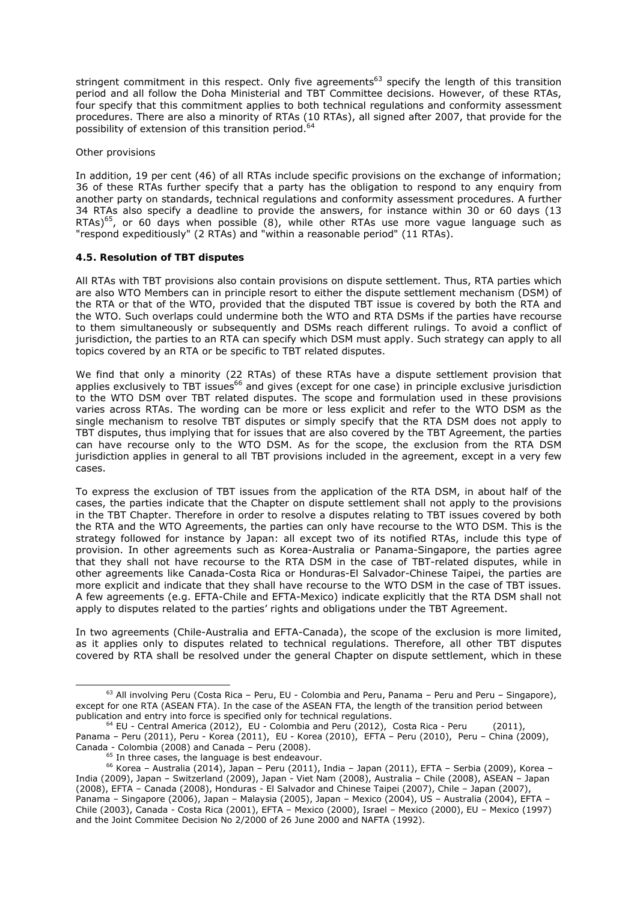stringent commitment in this respect. Only five agreements[63] specify the length of this transition period and all follow the Doha Ministerial and TBT Committee decisions. However, of these RTAs, four specify that this commitment applies to both technical regulations and conformity assessment procedures. There are also a minority of RTAs (10 RTAs), all signed after 2007, that provide for the possibility of extension of this transition period.[64]

Other provisions

In addition, 19 per cent (46) of all RTAs include specific provisions on the exchange of information; 36 of these RTAs further specify that a party has the obligation to respond to any enquiry from another party on standards, technical regulations and conformity assessment procedures. A further 34 RTAs also specify a deadline to provide the answers, for instance within 30 or 60 days (13 RTAs)[65], or 60 days when possible (8), while other RTAs use more vague language such as "respond expeditiously" (2 RTAs) and "within a reasonable period" (11 RTAs).

### 4.5. Resolution of TBT disputes

All RTAs with TBT provisions also contain provisions on dispute settlement. Thus, RTA parties which are also WTO Members can in principle resort to either the dispute settlement mechanism (DSM) of the RTA or that of the WTO, provided that the disputed TBT issue is covered by both the RTA and the WTO. Such overlaps could undermine both the WTO and RTA DSMs if the parties have recourse to them simultaneously or subsequently and DSMs reach different rulings. To avoid a conflict of jurisdiction, the parties to an RTA can specify which DSM must apply. Such strategy can apply to all topics covered by an RTA or be specific to TBT related disputes.

We find that only a minority (22 RTAs) of these RTAs have a dispute settlement provision that applies exclusively to TBT issues[66] and gives (except for one case) in principle exclusive jurisdiction to the WTO DSM over TBT related disputes. The scope and formulation used in these provisions varies across RTAs. The wording can be more or less explicit and refer to the WTO DSM as the single mechanism to resolve TBT disputes or simply specify that the RTA DSM does not apply to TBT disputes, thus implying that for issues that are also covered by the TBT Agreement, the parties can have recourse only to the WTO DSM. As for the scope, the exclusion from the RTA DSM jurisdiction applies in general to all TBT provisions included in the agreement, except in a very few cases.

To express the exclusion of TBT issues from the application of the RTA DSM, in about half of the cases, the parties indicate that the Chapter on dispute settlement shall not apply to the provisions in the TBT Chapter. Therefore in order to resolve a disputes relating to TBT issues covered by both the RTA and the WTO Agreements, the parties can only have recourse to the WTO DSM. This is the strategy followed for instance by Japan: all except two of its notified RTAs, include this type of provision. In other agreements such as Korea-Australia or Panama-Singapore, the parties agree that they shall not have recourse to the RTA DSM in the case of TBT-related disputes, while in other agreements like Canada-Costa Rica or Honduras-El Salvador-Chinese Taipei, the parties are more explicit and indicate that they shall have recourse to the WTO DSM in the case of TBT issues. A few agreements (e.g. EFTA-Chile and EFTA-Mexico) indicate explicitly that the RTA DSM shall not apply to disputes related to the parties' rights and obligations under the TBT Agreement.

In two agreements (Chile-Australia and EFTA-Canada), the scope of the exclusion is more limited, as it applies only to disputes related to technical regulations. Therefore, all other TBT disputes covered by RTA shall be resolved under the general Chapter on dispute settlement, which in these

---

[63] All involving Peru (Costa Rica – Peru, EU - Colombia and Peru, Panama – Peru and Peru – Singapore), except for one RTA (ASEAN FTA). In the case of the ASEAN FTA, the length of the transition period between publication and entry into force is specified only for technical regulations.

[64] EU - Central America (2012), EU - Colombia and Peru (2012), Costa Rica - Peru (2011), Panama – Peru (2011), Peru - Korea (2011), EU - Korea (2010), EFTA – Peru (2010), Peru – China (2009), Canada - Colombia (2008) and Canada – Peru (2008).

[65] In three cases, the language is best endeavour.

[66] Korea – Australia (2014), Japan – Peru (2011), India – Japan (2011), EFTA – Serbia (2009), Korea – India (2009), Japan – Switzerland (2009), Japan - Viet Nam (2008), Australia – Chile (2008), ASEAN – Japan (2008), EFTA – Canada (2008), Honduras - El Salvador and Chinese Taipei (2007), Chile – Japan (2007), Panama – Singapore (2006), Japan – Malaysia (2005), Japan – Mexico (2004), US – Australia (2004), EFTA – Chile (2003), Canada - Costa Rica (2001), EFTA – Mexico (2000), Israel – Mexico (2000), EU – Mexico (1997) and the Joint Commitee Decision No 2/2000 of 26 June 2000 and NAFTA (1992).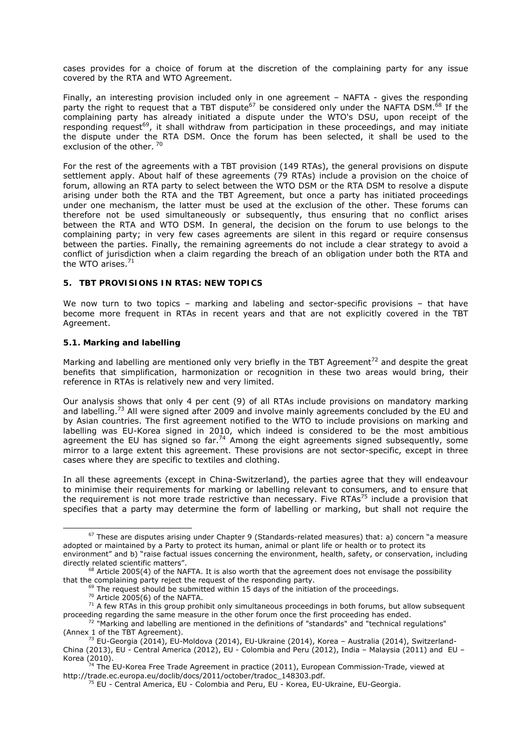cases provides for a choice of forum at the discretion of the complaining party for any issue covered by the RTA and WTO Agreement.

Finally, an interesting provision included only in one agreement – NAFTA - gives the responding party the right to request that a TBT dispute[67] be considered only under the NAFTA DSM.[68] If the complaining party has already initiated a dispute under the WTO's DSU, upon receipt of the responding request[69], it shall withdraw from participation in these proceedings, and may initiate the dispute under the RTA DSM. Once the forum has been selected, it shall be used to the exclusion of the other. [70]

For the rest of the agreements with a TBT provision (149 RTAs), the general provisions on dispute settlement apply. About half of these agreements (79 RTAs) include a provision on the choice of forum, allowing an RTA party to select between the WTO DSM or the RTA DSM to resolve a dispute arising under both the RTA and the TBT Agreement, but once a party has initiated proceedings under one mechanism, the latter must be used at the exclusion of the other. These forums can therefore not be used simultaneously or subsequently, thus ensuring that no conflict arises between the RTA and WTO DSM. In general, the decision on the forum to use belongs to the complaining party; in very few cases agreements are silent in this regard or require consensus between the parties. Finally, the remaining agreements do not include a clear strategy to avoid a conflict of jurisdiction when a claim regarding the breach of an obligation under both the RTA and the WTO arises.[71]

## 5. TBT PROVISIONS IN RTAS: NEW TOPICS

We now turn to two topics – marking and labeling and sector-specific provisions – that have become more frequent in RTAs in recent years and that are not explicitly covered in the TBT Agreement.

### 5.1. Marking and labelling

Marking and labelling are mentioned only very briefly in the TBT Agreement[72] and despite the great benefits that simplification, harmonization or recognition in these two areas would bring, their reference in RTAs is relatively new and very limited.

Our analysis shows that only 4 per cent (9) of all RTAs include provisions on mandatory marking and labelling.[73] All were signed after 2009 and involve mainly agreements concluded by the EU and by Asian countries. The first agreement notified to the WTO to include provisions on marking and labelling was EU-Korea signed in 2010, which indeed is considered to be the most ambitious agreement the EU has signed so far.[74] Among the eight agreements signed subsequently, some mirror to a large extent this agreement. These provisions are not sector-specific, except in three cases where they are specific to textiles and clothing.

In all these agreements (except in China-Switzerland), the parties agree that they will endeavour to minimise their requirements for marking or labelling relevant to consumers, and to ensure that the requirement is not more trade restrictive than necessary. Five RTAs[75] include a provision that specifies that a party may determine the form of labelling or marking, but shall not require the

---

[67] These are disputes arising under Chapter 9 (Standards-related measures) that: a) concern "a measure adopted or maintained by a Party to protect its human, animal or plant life or health or to protect its environment" and b) "raise factual issues concerning the environment, health, safety, or conservation, including directly related scientific matters".

[68] Article 2005(4) of the NAFTA. It is also worth that the agreement does not envisage the possibility that the complaining party reject the request of the responding party.

[69] The request should be submitted within 15 days of the initiation of the proceedings.

[70] Article 2005(6) of the NAFTA.

[71] A few RTAs in this group prohibit only simultaneous proceedings in both forums, but allow subsequent proceeding regarding the same measure in the other forum once the first proceeding has ended.

[72] "Marking and labelling are mentioned in the definitions of "standards" and "technical regulations" (Annex 1 of the TBT Agreement).

[73] EU-Georgia (2014), EU-Moldova (2014), EU-Ukraine (2014), Korea – Australia (2014), Switzerland-China (2013), EU - Central America (2012), EU - Colombia and Peru (2012), India – Malaysia (2011) and EU – Korea (2010).

[74] The EU-Korea Free Trade Agreement in practice (2011), European Commission-Trade, viewed at http://trade.ec.europa.eu/doclib/docs/2011/october/tradoc_148303.pdf.

[75] EU - Central America, EU - Colombia and Peru, EU - Korea, EU-Ukraine, EU-Georgia.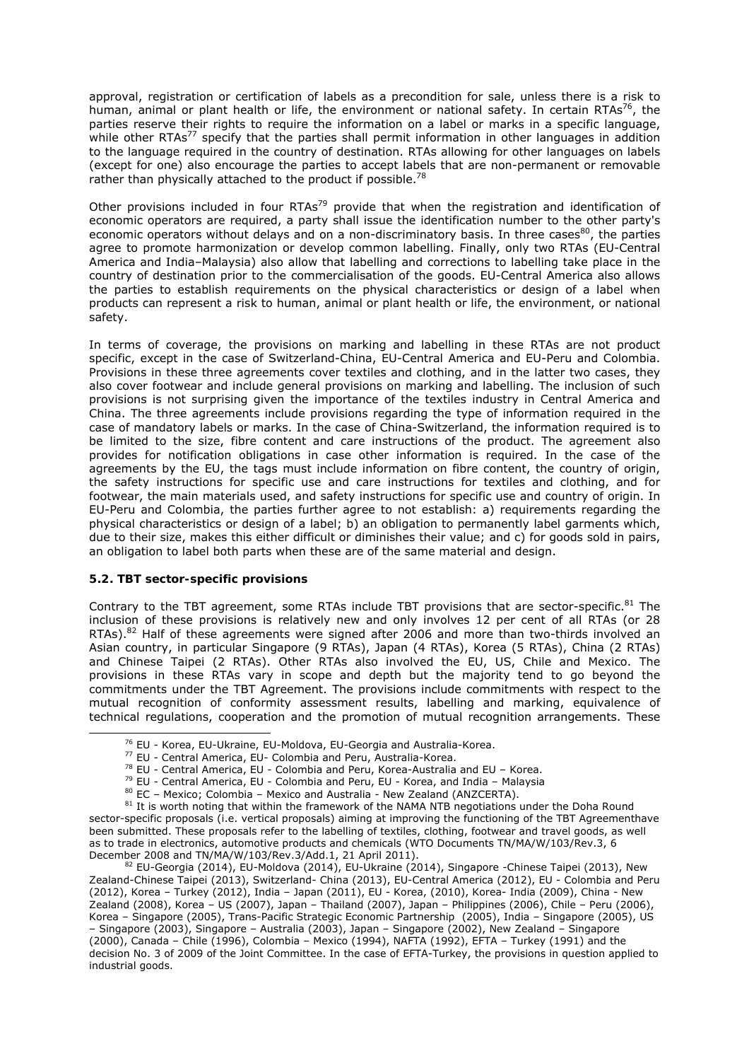approval, registration or certification of labels as a precondition for sale, unless there is a risk to human, animal or plant health or life, the environment or national safety. In certain RTAs[76], the parties reserve their rights to require the information on a label or marks in a specific language, while other RTAs[77] specify that the parties shall permit information in other languages in addition to the language required in the country of destination. RTAs allowing for other languages on labels (except for one) also encourage the parties to accept labels that are non-permanent or removable rather than physically attached to the product if possible.[78]

Other provisions included in four RTAs[79] provide that when the registration and identification of economic operators are required, a party shall issue the identification number to the other party's economic operators without delays and on a non-discriminatory basis. In three cases[80], the parties agree to promote harmonization or develop common labelling. Finally, only two RTAs (EU-Central America and India–Malaysia) also allow that labelling and corrections to labelling take place in the country of destination prior to the commercialisation of the goods. EU-Central America also allows the parties to establish requirements on the physical characteristics or design of a label when products can represent a risk to human, animal or plant health or life, the environment, or national safety.

In terms of coverage, the provisions on marking and labelling in these RTAs are not product specific, except in the case of Switzerland-China, EU-Central America and EU-Peru and Colombia. Provisions in these three agreements cover textiles and clothing, and in the latter two cases, they also cover footwear and include general provisions on marking and labelling. The inclusion of such provisions is not surprising given the importance of the textiles industry in Central America and China. The three agreements include provisions regarding the type of information required in the case of mandatory labels or marks. In the case of China-Switzerland, the information required is to be limited to the size, fibre content and care instructions of the product. The agreement also provides for notification obligations in case other information is required. In the case of the agreements by the EU, the tags must include information on fibre content, the country of origin, the safety instructions for specific use and care instructions for textiles and clothing, and for footwear, the main materials used, and safety instructions for specific use and country of origin. In EU-Peru and Colombia, the parties further agree to not establish: a) requirements regarding the physical characteristics or design of a label; b) an obligation to permanently label garments which, due to their size, makes this either difficult or diminishes their value; and c) for goods sold in pairs, an obligation to label both parts when these are of the same material and design.

### 5.2. TBT sector-specific provisions

Contrary to the TBT agreement, some RTAs include TBT provisions that are sector-specific.[81] The inclusion of these provisions is relatively new and only involves 12 per cent of all RTAs (or 28 RTAs).[82] Half of these agreements were signed after 2006 and more than two-thirds involved an Asian country, in particular Singapore (9 RTAs), Japan (4 RTAs), Korea (5 RTAs), China (2 RTAs) and Chinese Taipei (2 RTAs). Other RTAs also involved the EU, US, Chile and Mexico. The provisions in these RTAs vary in scope and depth but the majority tend to go beyond the commitments under the TBT Agreement. The provisions include commitments with respect to the mutual recognition of conformity assessment results, labelling and marking, equivalence of technical regulations, cooperation and the promotion of mutual recognition arrangements. These

---

[76] EU - Korea, EU-Ukraine, EU-Moldova, EU-Georgia and Australia-Korea.

[77] EU - Central America, EU- Colombia and Peru, Australia-Korea.

[78] EU - Central America, EU - Colombia and Peru, Korea-Australia and EU – Korea.

[79] EU - Central America, EU - Colombia and Peru, EU - Korea, and India – Malaysia

[80] EC – Mexico; Colombia – Mexico and Australia - New Zealand (ANZCERTA).

[81] It is worth noting that within the framework of the NAMA NTB negotiations under the Doha Round sector-specific proposals (i.e. vertical proposals) aiming at improving the functioning of the TBT Agreementhave been submitted. These proposals refer to the labelling of textiles, clothing, footwear and travel goods, as well as to trade in electronics, automotive products and chemicals (WTO Documents TN/MA/W/103/Rev.3, 6 December 2008 and TN/MA/W/103/Rev.3/Add.1, 21 April 2011).

[82] EU-Georgia (2014), EU-Moldova (2014), EU-Ukraine (2014), Singapore -Chinese Taipei (2013), New Zealand-Chinese Taipei (2013), Switzerland- China (2013), EU-Central America (2012), EU - Colombia and Peru (2012), Korea – Turkey (2012), India – Japan (2011), EU - Korea, (2010), Korea- India (2009), China - New Zealand (2008), Korea – US (2007), Japan – Thailand (2007), Japan – Philippines (2006), Chile – Peru (2006), Korea – Singapore (2005), Trans-Pacific Strategic Economic Partnership (2005), India – Singapore (2005), US – Singapore (2003), Singapore – Australia (2003), Japan – Singapore (2002), New Zealand – Singapore (2000), Canada – Chile (1996), Colombia – Mexico (1994), NAFTA (1992), EFTA – Turkey (1991) and the decision No. 3 of 2009 of the Joint Committee. In the case of EFTA-Turkey, the provisions in question applied to industrial goods.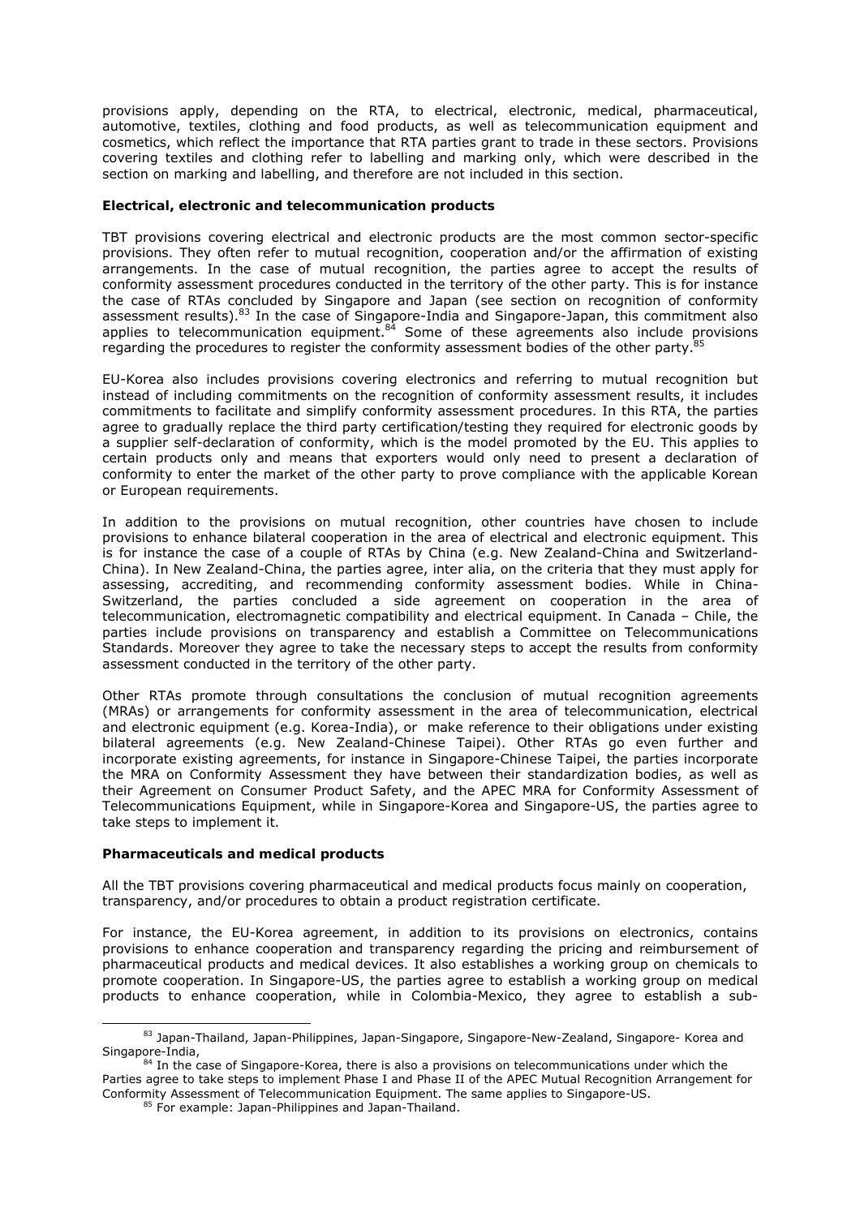provisions apply, depending on the RTA, to electrical, electronic, medical, pharmaceutical, automotive, textiles, clothing and food products, as well as telecommunication equipment and cosmetics, which reflect the importance that RTA parties grant to trade in these sectors. Provisions covering textiles and clothing refer to labelling and marking only, which were described in the section on marking and labelling, and therefore are not included in this section.

**Electrical, electronic and telecommunication products**

TBT provisions covering electrical and electronic products are the most common sector-specific provisions. They often refer to mutual recognition, cooperation and/or the affirmation of existing arrangements. In the case of mutual recognition, the parties agree to accept the results of conformity assessment procedures conducted in the territory of the other party. This is for instance the case of RTAs concluded by Singapore and Japan (see section on recognition of conformity assessment results).[83] In the case of Singapore-India and Singapore-Japan, this commitment also applies to telecommunication equipment.[84] Some of these agreements also include provisions regarding the procedures to register the conformity assessment bodies of the other party.[85]

EU-Korea also includes provisions covering electronics and referring to mutual recognition but instead of including commitments on the recognition of conformity assessment results, it includes commitments to facilitate and simplify conformity assessment procedures. In this RTA, the parties agree to gradually replace the third party certification/testing they required for electronic goods by a supplier self-declaration of conformity, which is the model promoted by the EU. This applies to certain products only and means that exporters would only need to present a declaration of conformity to enter the market of the other party to prove compliance with the applicable Korean or European requirements.

In addition to the provisions on mutual recognition, other countries have chosen to include provisions to enhance bilateral cooperation in the area of electrical and electronic equipment. This is for instance the case of a couple of RTAs by China (e.g. New Zealand-China and Switzerland-China). In New Zealand-China, the parties agree, inter alia, on the criteria that they must apply for assessing, accrediting, and recommending conformity assessment bodies. While in China-Switzerland, the parties concluded a side agreement on cooperation in the area of telecommunication, electromagnetic compatibility and electrical equipment. In Canada – Chile, the parties include provisions on transparency and establish a Committee on Telecommunications Standards. Moreover they agree to take the necessary steps to accept the results from conformity assessment conducted in the territory of the other party.

Other RTAs promote through consultations the conclusion of mutual recognition agreements (MRAs) or arrangements for conformity assessment in the area of telecommunication, electrical and electronic equipment (e.g. Korea-India), or make reference to their obligations under existing bilateral agreements (e.g. New Zealand-Chinese Taipei). Other RTAs go even further and incorporate existing agreements, for instance in Singapore-Chinese Taipei, the parties incorporate the MRA on Conformity Assessment they have between their standardization bodies, as well as their Agreement on Consumer Product Safety, and the APEC MRA for Conformity Assessment of Telecommunications Equipment, while in Singapore-Korea and Singapore-US, the parties agree to take steps to implement it.

**Pharmaceuticals and medical products**

All the TBT provisions covering pharmaceutical and medical products focus mainly on cooperation, transparency, and/or procedures to obtain a product registration certificate.

For instance, the EU-Korea agreement, in addition to its provisions on electronics, contains provisions to enhance cooperation and transparency regarding the pricing and reimbursement of pharmaceutical products and medical devices. It also establishes a working group on chemicals to promote cooperation. In Singapore-US, the parties agree to establish a working group on medical products to enhance cooperation, while in Colombia-Mexico, they agree to establish a sub-

[83] Japan-Thailand, Japan-Philippines, Japan-Singapore, Singapore-New-Zealand, Singapore- Korea and Singapore-India,

[84] In the case of Singapore-Korea, there is also a provisions on telecommunications under which the Parties agree to take steps to implement Phase I and Phase II of the APEC Mutual Recognition Arrangement for Conformity Assessment of Telecommunication Equipment. The same applies to Singapore-US.

[85] For example: Japan-Philippines and Japan-Thailand.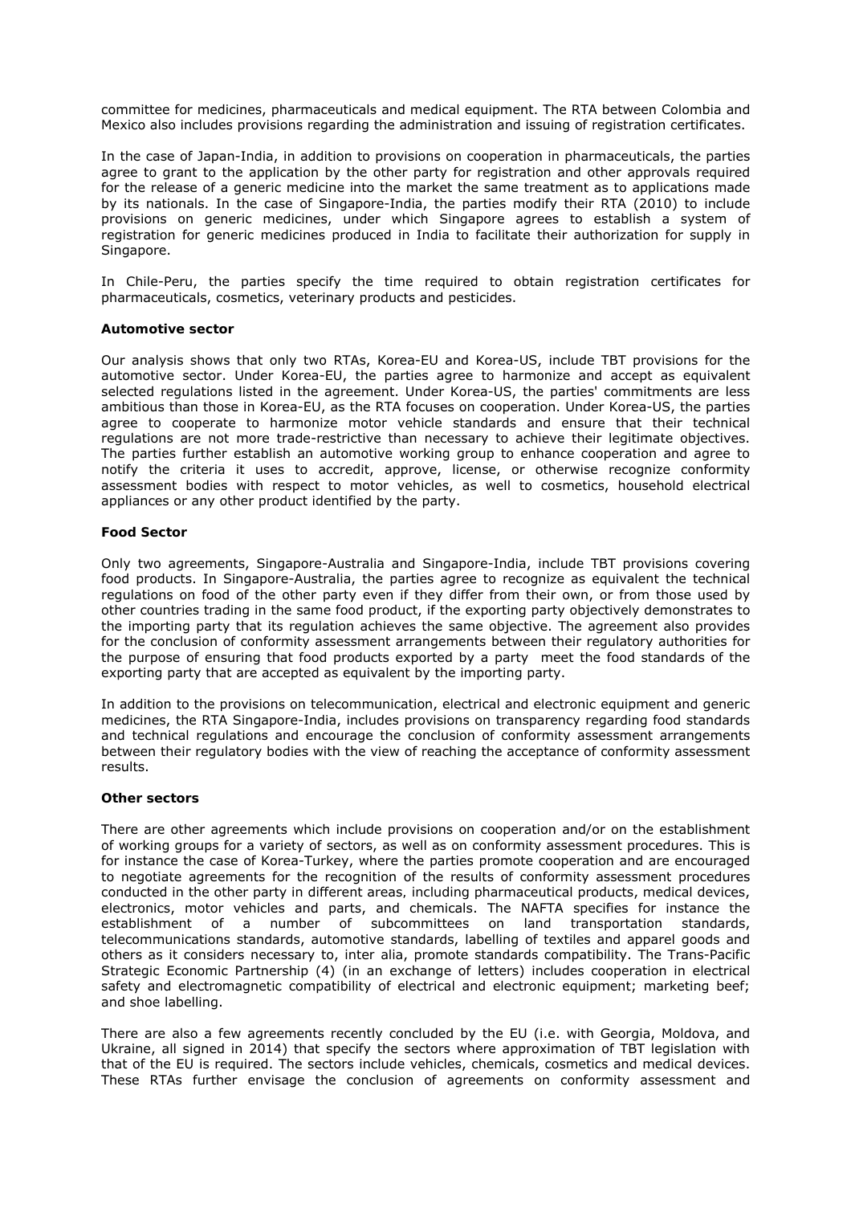committee for medicines, pharmaceuticals and medical equipment. The RTA between Colombia and Mexico also includes provisions regarding the administration and issuing of registration certificates.

In the case of Japan-India, in addition to provisions on cooperation in pharmaceuticals, the parties agree to grant to the application by the other party for registration and other approvals required for the release of a generic medicine into the market the same treatment as to applications made by its nationals. In the case of Singapore-India, the parties modify their RTA (2010) to include provisions on generic medicines, under which Singapore agrees to establish a system of registration for generic medicines produced in India to facilitate their authorization for supply in Singapore.

In Chile-Peru, the parties specify the time required to obtain registration certificates for pharmaceuticals, cosmetics, veterinary products and pesticides.

**Automotive sector**

Our analysis shows that only two RTAs, Korea-EU and Korea-US, include TBT provisions for the automotive sector. Under Korea-EU, the parties agree to harmonize and accept as equivalent selected regulations listed in the agreement. Under Korea-US, the parties' commitments are less ambitious than those in Korea-EU, as the RTA focuses on cooperation. Under Korea-US, the parties agree to cooperate to harmonize motor vehicle standards and ensure that their technical regulations are not more trade-restrictive than necessary to achieve their legitimate objectives. The parties further establish an automotive working group to enhance cooperation and agree to notify the criteria it uses to accredit, approve, license, or otherwise recognize conformity assessment bodies with respect to motor vehicles, as well to cosmetics, household electrical appliances or any other product identified by the party.

**Food Sector**

Only two agreements, Singapore-Australia and Singapore-India, include TBT provisions covering food products. In Singapore-Australia, the parties agree to recognize as equivalent the technical regulations on food of the other party even if they differ from their own, or from those used by other countries trading in the same food product, if the exporting party objectively demonstrates to the importing party that its regulation achieves the same objective. The agreement also provides for the conclusion of conformity assessment arrangements between their regulatory authorities for the purpose of ensuring that food products exported by a party meet the food standards of the exporting party that are accepted as equivalent by the importing party.

In addition to the provisions on telecommunication, electrical and electronic equipment and generic medicines, the RTA Singapore-India, includes provisions on transparency regarding food standards and technical regulations and encourage the conclusion of conformity assessment arrangements between their regulatory bodies with the view of reaching the acceptance of conformity assessment results.

**Other sectors**

There are other agreements which include provisions on cooperation and/or on the establishment of working groups for a variety of sectors, as well as on conformity assessment procedures. This is for instance the case of Korea-Turkey, where the parties promote cooperation and are encouraged to negotiate agreements for the recognition of the results of conformity assessment procedures conducted in the other party in different areas, including pharmaceutical products, medical devices, electronics, motor vehicles and parts, and chemicals. The NAFTA specifies for instance the establishment of a number of subcommittees on land transportation standards, telecommunications standards, automotive standards, labelling of textiles and apparel goods and others as it considers necessary to, inter alia, promote standards compatibility. The Trans-Pacific Strategic Economic Partnership (4) (in an exchange of letters) includes cooperation in electrical safety and electromagnetic compatibility of electrical and electronic equipment; marketing beef; and shoe labelling.

There are also a few agreements recently concluded by the EU (i.e. with Georgia, Moldova, and Ukraine, all signed in 2014) that specify the sectors where approximation of TBT legislation with that of the EU is required. The sectors include vehicles, chemicals, cosmetics and medical devices. These RTAs further envisage the conclusion of agreements on conformity assessment and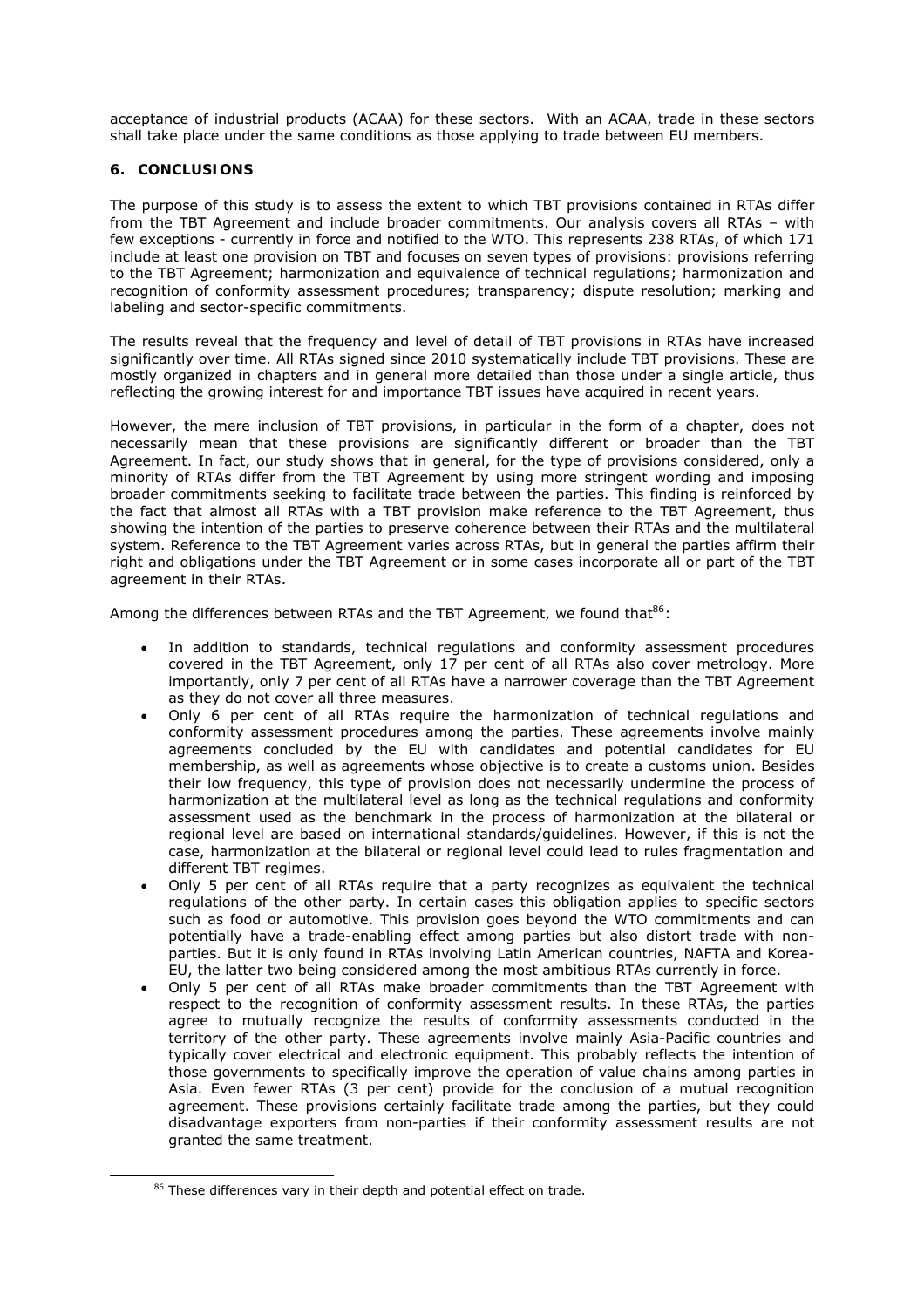acceptance of industrial products (ACAA) for these sectors. With an ACAA, trade in these sectors shall take place under the same conditions as those applying to trade between EU members.

## 6. CONCLUSIONS

The purpose of this study is to assess the extent to which TBT provisions contained in RTAs differ from the TBT Agreement and include broader commitments. Our analysis covers all RTAs – with few exceptions - currently in force and notified to the WTO. This represents 238 RTAs, of which 171 include at least one provision on TBT and focuses on seven types of provisions: provisions referring to the TBT Agreement; harmonization and equivalence of technical regulations; harmonization and recognition of conformity assessment procedures; transparency; dispute resolution; marking and labeling and sector-specific commitments.

The results reveal that the frequency and level of detail of TBT provisions in RTAs have increased significantly over time. All RTAs signed since 2010 systematically include TBT provisions. These are mostly organized in chapters and in general more detailed than those under a single article, thus reflecting the growing interest for and importance TBT issues have acquired in recent years.

However, the mere inclusion of TBT provisions, in particular in the form of a chapter, does not necessarily mean that these provisions are significantly different or broader than the TBT Agreement. In fact, our study shows that in general, for the type of provisions considered, only a minority of RTAs differ from the TBT Agreement by using more stringent wording and imposing broader commitments seeking to facilitate trade between the parties. This finding is reinforced by the fact that almost all RTAs with a TBT provision make reference to the TBT Agreement, thus showing the intention of the parties to preserve coherence between their RTAs and the multilateral system. Reference to the TBT Agreement varies across RTAs, but in general the parties affirm their right and obligations under the TBT Agreement or in some cases incorporate all or part of the TBT agreement in their RTAs.

Among the differences between RTAs and the TBT Agreement, we found that[86]:

- In addition to standards, technical regulations and conformity assessment procedures covered in the TBT Agreement, only 17 per cent of all RTAs also cover metrology. More importantly, only 7 per cent of all RTAs have a narrower coverage than the TBT Agreement as they do not cover all three measures.
- Only 6 per cent of all RTAs require the harmonization of technical regulations and conformity assessment procedures among the parties. These agreements involve mainly agreements concluded by the EU with candidates and potential candidates for EU membership, as well as agreements whose objective is to create a customs union. Besides their low frequency, this type of provision does not necessarily undermine the process of harmonization at the multilateral level as long as the technical regulations and conformity assessment used as the benchmark in the process of harmonization at the bilateral or regional level are based on international standards/guidelines. However, if this is not the case, harmonization at the bilateral or regional level could lead to rules fragmentation and different TBT regimes.
- Only 5 per cent of all RTAs require that a party recognizes as equivalent the technical regulations of the other party. In certain cases this obligation applies to specific sectors such as food or automotive. This provision goes beyond the WTO commitments and can potentially have a trade-enabling effect among parties but also distort trade with non-parties. But it is only found in RTAs involving Latin American countries, NAFTA and Korea-EU, the latter two being considered among the most ambitious RTAs currently in force.
- Only 5 per cent of all RTAs make broader commitments than the TBT Agreement with respect to the recognition of conformity assessment results. In these RTAs, the parties agree to mutually recognize the results of conformity assessments conducted in the territory of the other party. These agreements involve mainly Asia-Pacific countries and typically cover electrical and electronic equipment. This probably reflects the intention of those governments to specifically improve the operation of value chains among parties in Asia. Even fewer RTAs (3 per cent) provide for the conclusion of a mutual recognition agreement. These provisions certainly facilitate trade among the parties, but they could disadvantage exporters from non-parties if their conformity assessment results are not granted the same treatment.

[86] These differences vary in their depth and potential effect on trade.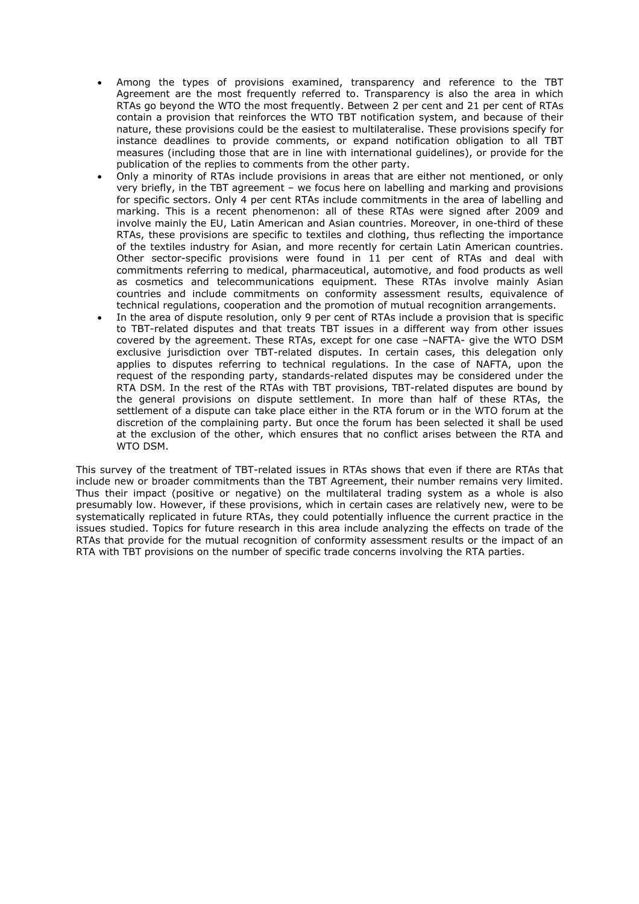- Among the types of provisions examined, transparency and reference to the TBT Agreement are the most frequently referred to. Transparency is also the area in which RTAs go beyond the WTO the most frequently. Between 2 per cent and 21 per cent of RTAs contain a provision that reinforces the WTO TBT notification system, and because of their nature, these provisions could be the easiest to multilateralise. These provisions specify for instance deadlines to provide comments, or expand notification obligation to all TBT measures (including those that are in line with international guidelines), or provide for the publication of the replies to comments from the other party.
- Only a minority of RTAs include provisions in areas that are either not mentioned, or only very briefly, in the TBT agreement – we focus here on labelling and marking and provisions for specific sectors. Only 4 per cent RTAs include commitments in the area of labelling and marking. This is a recent phenomenon: all of these RTAs were signed after 2009 and involve mainly the EU, Latin American and Asian countries. Moreover, in one-third of these RTAs, these provisions are specific to textiles and clothing, thus reflecting the importance of the textiles industry for Asian, and more recently for certain Latin American countries. Other sector-specific provisions were found in 11 per cent of RTAs and deal with commitments referring to medical, pharmaceutical, automotive, and food products as well as cosmetics and telecommunications equipment. These RTAs involve mainly Asian countries and include commitments on conformity assessment results, equivalence of technical regulations, cooperation and the promotion of mutual recognition arrangements.
- In the area of dispute resolution, only 9 per cent of RTAs include a provision that is specific to TBT-related disputes and that treats TBT issues in a different way from other issues covered by the agreement. These RTAs, except for one case –NAFTA- give the WTO DSM exclusive jurisdiction over TBT-related disputes. In certain cases, this delegation only applies to disputes referring to technical regulations. In the case of NAFTA, upon the request of the responding party, standards-related disputes may be considered under the RTA DSM. In the rest of the RTAs with TBT provisions, TBT-related disputes are bound by the general provisions on dispute settlement. In more than half of these RTAs, the settlement of a dispute can take place either in the RTA forum or in the WTO forum at the discretion of the complaining party. But once the forum has been selected it shall be used at the exclusion of the other, which ensures that no conflict arises between the RTA and WTO DSM.

This survey of the treatment of TBT-related issues in RTAs shows that even if there are RTAs that include new or broader commitments than the TBT Agreement, their number remains very limited. Thus their impact (positive or negative) on the multilateral trading system as a whole is also presumably low. However, if these provisions, which in certain cases are relatively new, were to be systematically replicated in future RTAs, they could potentially influence the current practice in the issues studied. Topics for future research in this area include analyzing the effects on trade of the RTAs that provide for the mutual recognition of conformity assessment results or the impact of an RTA with TBT provisions on the number of specific trade concerns involving the RTA parties.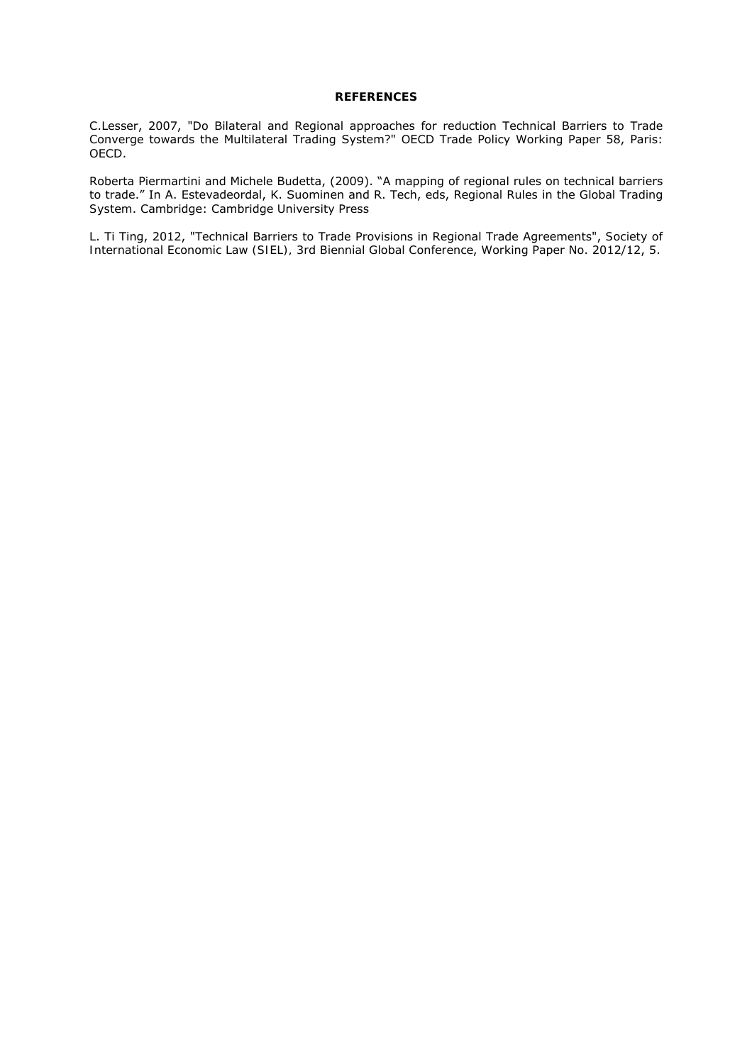## REFERENCES

C.Lesser, 2007, "Do Bilateral and Regional approaches for reduction Technical Barriers to Trade Converge towards the Multilateral Trading System?" OECD Trade Policy Working Paper 58, Paris: OECD.

Roberta Piermartini and Michele Budetta, (2009). "A mapping of regional rules on technical barriers to trade." In A. Estevadeordal, K. Suominen and R. Tech, eds, Regional Rules in the Global Trading System. Cambridge: Cambridge University Press

L. Ti Ting, 2012, "Technical Barriers to Trade Provisions in Regional Trade Agreements", Society of International Economic Law (SIEL), 3rd Biennial Global Conference, Working Paper No. 2012/12, 5.